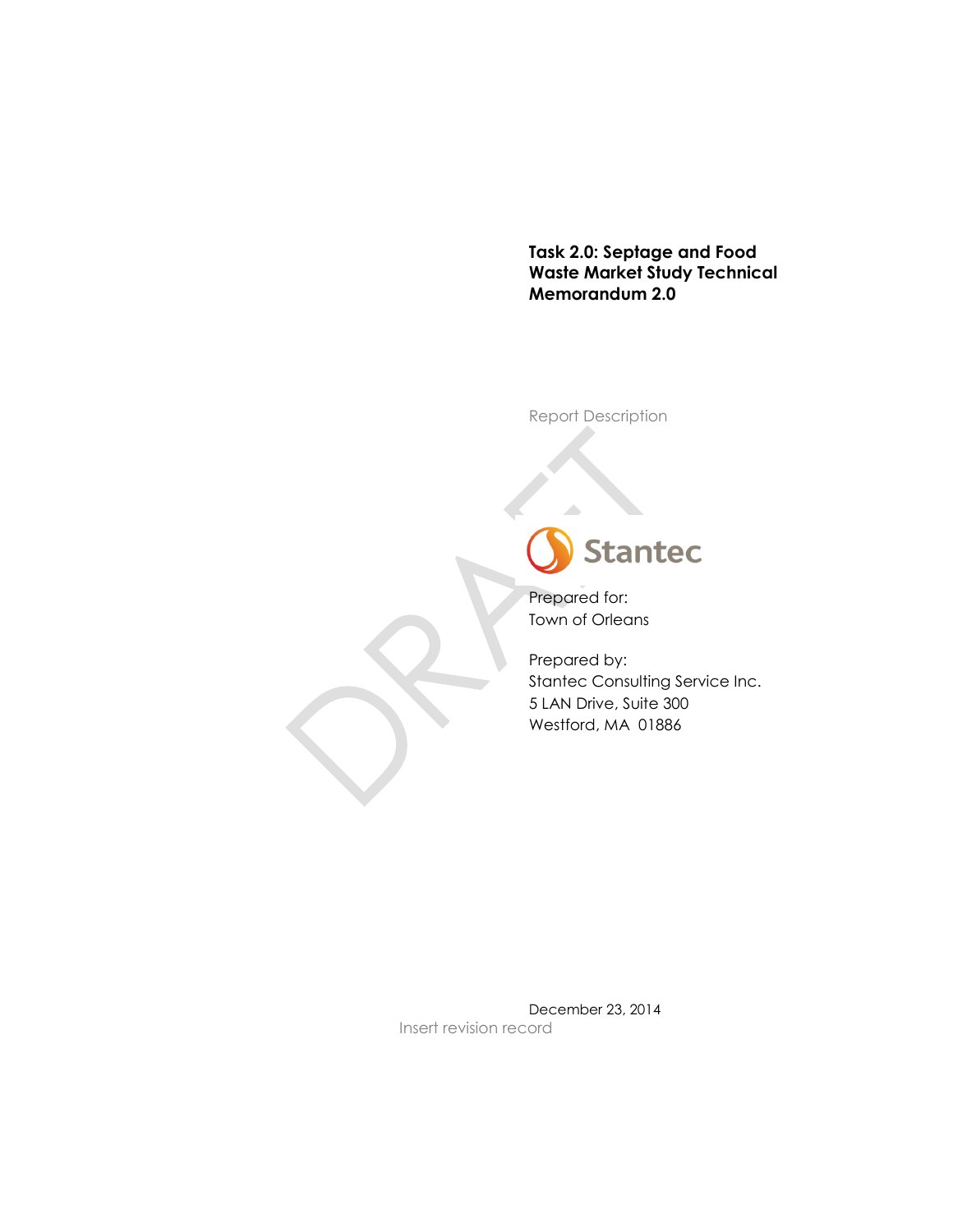# Task 2.0: Septage and Food Waste Market Study Technical Memorandum 2.0

Report Description

Stantec

Prepared for:
Town of Orleans

Prepared by:
Stantec Consulting Service Inc.
5 LAN Drive, Suite 300
Westford, MA 01886

December 23, 2014

Insert revision record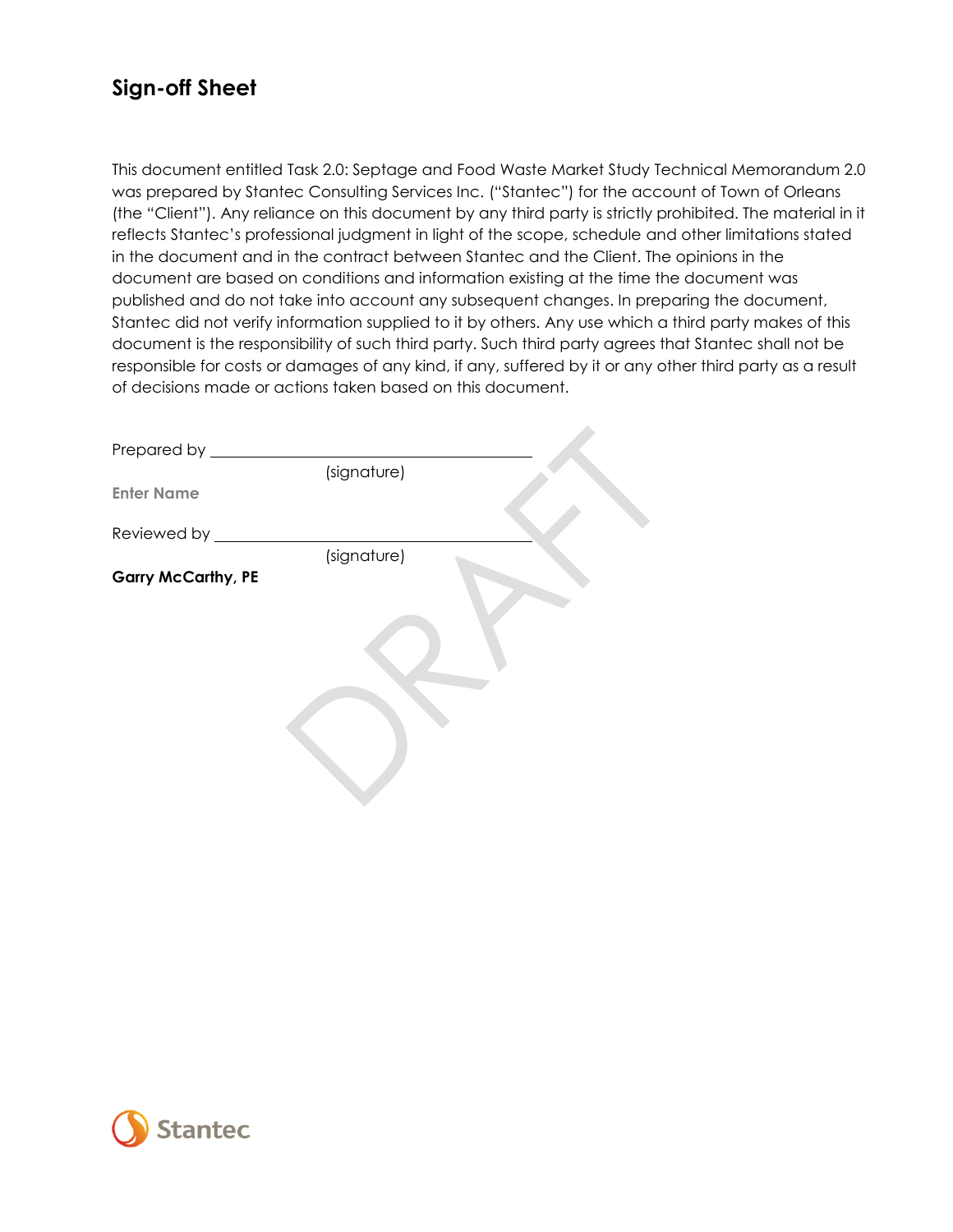# Sign-off Sheet

This document entitled Task 2.0: Septage and Food Waste Market Study Technical Memorandum 2.0 was prepared by Stantec Consulting Services Inc. ("Stantec") for the account of Town of Orleans (the "Client"). Any reliance on this document by any third party is strictly prohibited. The material in it reflects Stantec's professional judgment in light of the scope, schedule and other limitations stated in the document and in the contract between Stantec and the Client. The opinions in the document are based on conditions and information existing at the time the document was published and do not take into account any subsequent changes. In preparing the document, Stantec did not verify information supplied to it by others. Any use which a third party makes of this document is the responsibility of such third party. Such third party agrees that Stantec shall not be responsible for costs or damages of any kind, if any, suffered by it or any other third party as a result of decisions made or actions taken based on this document.

Prepared by \_\_\_\_\_\_\_\_\_\_\_\_\_\_\_\_\_\_\_\_\_\_\_\_\_\_\_\_\_\_\_\_\_\_\_\_
(signature)

**Enter Name**

Reviewed by \_\_\_\_\_\_\_\_\_\_\_\_\_\_\_\_\_\_\_\_\_\_\_\_\_\_\_\_\_\_\_\_\_\_\_\_
(signature)

**Garry McCarthy, PE**

DRAFT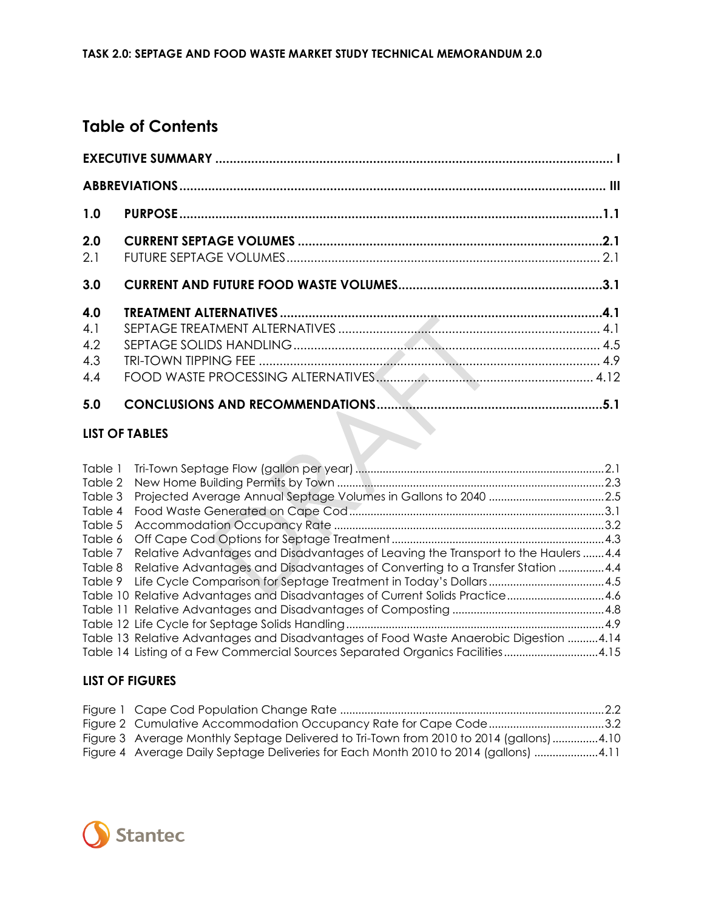## Table of Contents

| | | |
|---|---|---|
| **EXECUTIVE SUMMARY** | | **I** |
| **ABBREVIATIONS** | | **III** |
| **1.0** | **PURPOSE** | **1.1** |
| **2.0** | **CURRENT SEPTAGE VOLUMES** | **2.1** |
| 2.1 | FUTURE SEPTAGE VOLUMES | 2.1 |
| **3.0** | **CURRENT AND FUTURE FOOD WASTE VOLUMES** | **3.1** |
| **4.0** | **TREATMENT ALTERNATIVES** | **4.1** |
| 4.1 | SEPTAGE TREATMENT ALTERNATIVES | 4.1 |
| 4.2 | SEPTAGE SOLIDS HANDLING | 4.5 |
| 4.3 | TRI-TOWN TIPPING FEE | 4.9 |
| 4.4 | FOOD WASTE PROCESSING ALTERNATIVES | 4.12 |
| **5.0** | **CONCLUSIONS AND RECOMMENDATIONS** | **5.1** |

### LIST OF TABLES

| | | |
|---|---|---|
| Table 1 | Tri-Town Septage Flow (gallon per year) | 2.1 |
| Table 2 | New Home Building Permits by Town | 2.3 |
| Table 3 | Projected Average Annual Septage Volumes in Gallons to 2040 | 2.5 |
| Table 4 | Food Waste Generated on Cape Cod | 3.1 |
| Table 5 | Accommodation Occupancy Rate | 3.2 |
| Table 6 | Off Cape Cod Options for Septage Treatment | 4.3 |
| Table 7 | Relative Advantages and Disadvantages of Leaving the Transport to the Haulers | 4.4 |
| Table 8 | Relative Advantages and Disadvantages of Converting to a Transfer Station | 4.4 |
| Table 9 | Life Cycle Comparison for Septage Treatment in Today's Dollars | 4.5 |
| Table 10 | Relative Advantages and Disadvantages of Current Solids Practice | 4.6 |
| Table 11 | Relative Advantages and Disadvantages of Composting | 4.8 |
| Table 12 | Life Cycle for Septage Solids Handling | 4.9 |
| Table 13 | Relative Advantages and Disadvantages of Food Waste Anaerobic Digestion | 4.14 |
| Table 14 | Listing of a Few Commercial Sources Separated Organics Facilities | 4.15 |

### LIST OF FIGURES

| | | |
|---|---|---|
| Figure 1 | Cape Cod Population Change Rate | 2.2 |
| Figure 2 | Cumulative Accommodation Occupancy Rate for Cape Code | 3.2 |
| Figure 3 | Average Monthly Septage Delivered to Tri-Town from 2010 to 2014 (gallons) | 4.10 |
| Figure 4 | Average Daily Septage Deliveries for Each Month 2010 to 2014 (gallons) | 4.11 |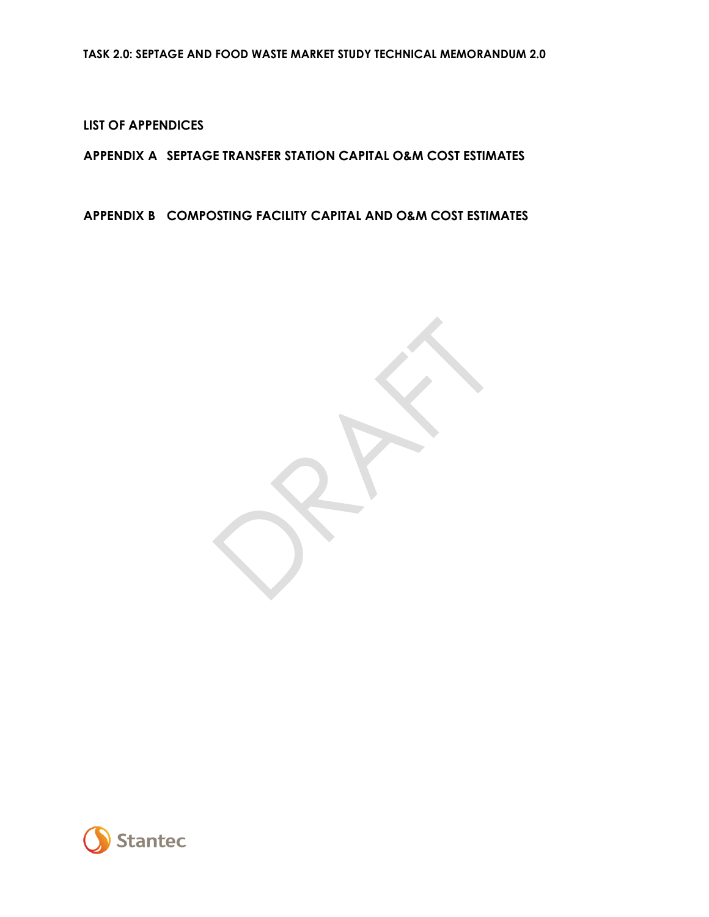## LIST OF APPENDICES

**APPENDIX A SEPTAGE TRANSFER STATION CAPITAL O&M COST ESTIMATES**

**APPENDIX B COMPOSTING FACILITY CAPITAL AND O&M COST ESTIMATES**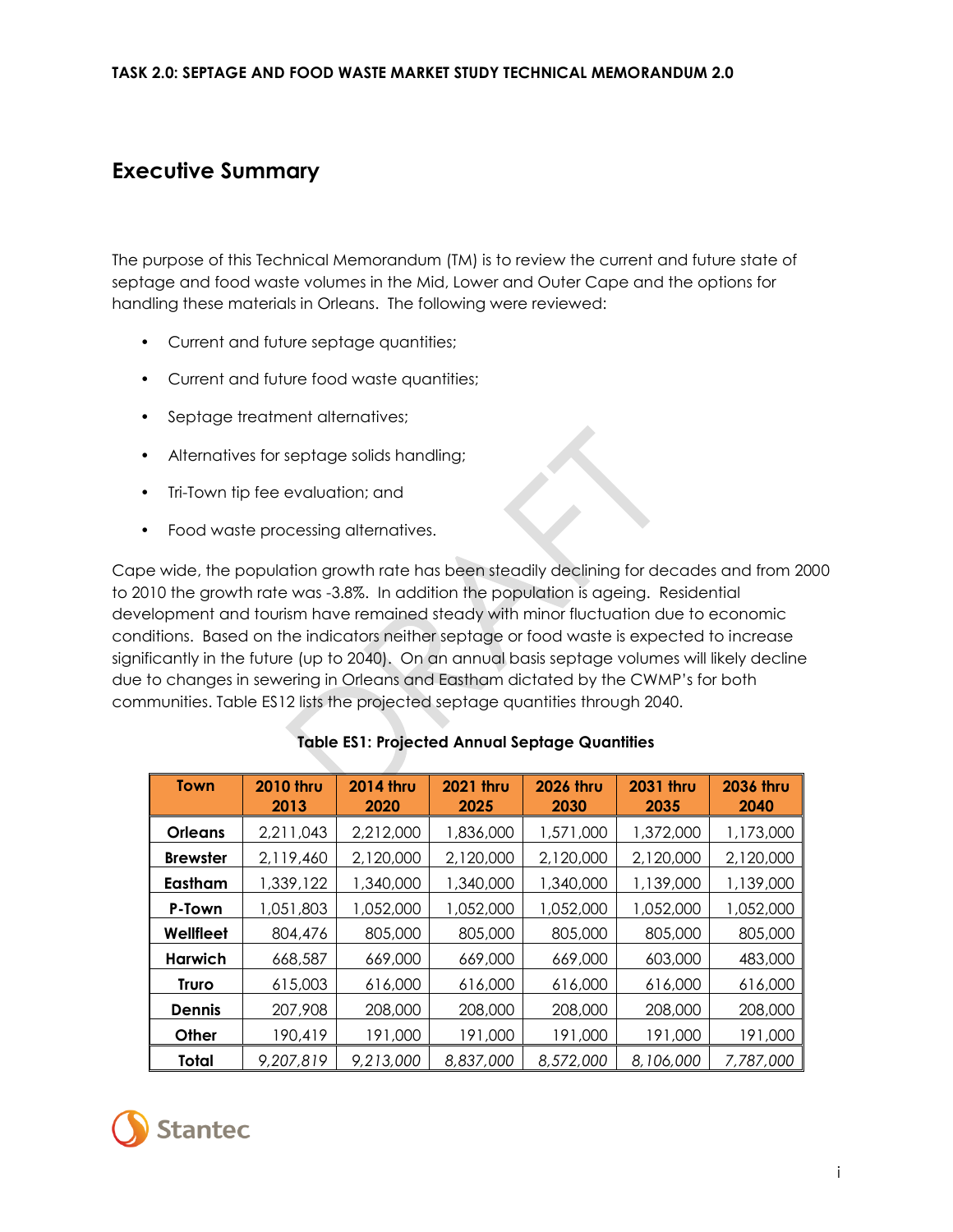**TASK 2.0: SEPTAGE AND FOOD WASTE MARKET STUDY TECHNICAL MEMORANDUM 2.0**

# Executive Summary

The purpose of this Technical Memorandum (TM) is to review the current and future state of septage and food waste volumes in the Mid, Lower and Outer Cape and the options for handling these materials in Orleans. The following were reviewed:

- Current and future septage quantities;
- Current and future food waste quantities;
- Septage treatment alternatives;
- Alternatives for septage solids handling;
- Tri-Town tip fee evaluation; and
- Food waste processing alternatives.

Cape wide, the population growth rate has been steadily declining for decades and from 2000 to 2010 the growth rate was -3.8%. In addition the population is ageing. Residential development and tourism have remained steady with minor fluctuation due to economic conditions. Based on the indicators neither septage or food waste is expected to increase significantly in the future (up to 2040). On an annual basis septage volumes will likely decline due to changes in sewering in Orleans and Eastham dictated by the CWMP's for both communities. Table ES12 lists the projected septage quantities through 2040.

**Table ES1: Projected Annual Septage Quantities**

| Town | 2010 thru 2013 | 2014 thru 2020 | 2021 thru 2025 | 2026 thru 2030 | 2031 thru 2035 | 2036 thru 2040 |
|---|---|---|---|---|---|---|
| **Orleans** | 2,211,043 | 2,212,000 | 1,836,000 | 1,571,000 | 1,372,000 | 1,173,000 |
| **Brewster** | 2,119,460 | 2,120,000 | 2,120,000 | 2,120,000 | 2,120,000 | 2,120,000 |
| **Eastham** | 1,339,122 | 1,340,000 | 1,340,000 | 1,340,000 | 1,139,000 | 1,139,000 |
| **P-Town** | 1,051,803 | 1,052,000 | 1,052,000 | 1,052,000 | 1,052,000 | 1,052,000 |
| **Wellfleet** | 804,476 | 805,000 | 805,000 | 805,000 | 805,000 | 805,000 |
| **Harwich** | 668,587 | 669,000 | 669,000 | 669,000 | 603,000 | 483,000 |
| **Truro** | 615,003 | 616,000 | 616,000 | 616,000 | 616,000 | 616,000 |
| **Dennis** | 207,908 | 208,000 | 208,000 | 208,000 | 208,000 | 208,000 |
| **Other** | 190,419 | 191,000 | 191,000 | 191,000 | 191,000 | 191,000 |
| **Total** | *9,207,819* | *9,213,000* | *8,837,000* | *8,572,000* | *8,106,000* | *7,787,000* |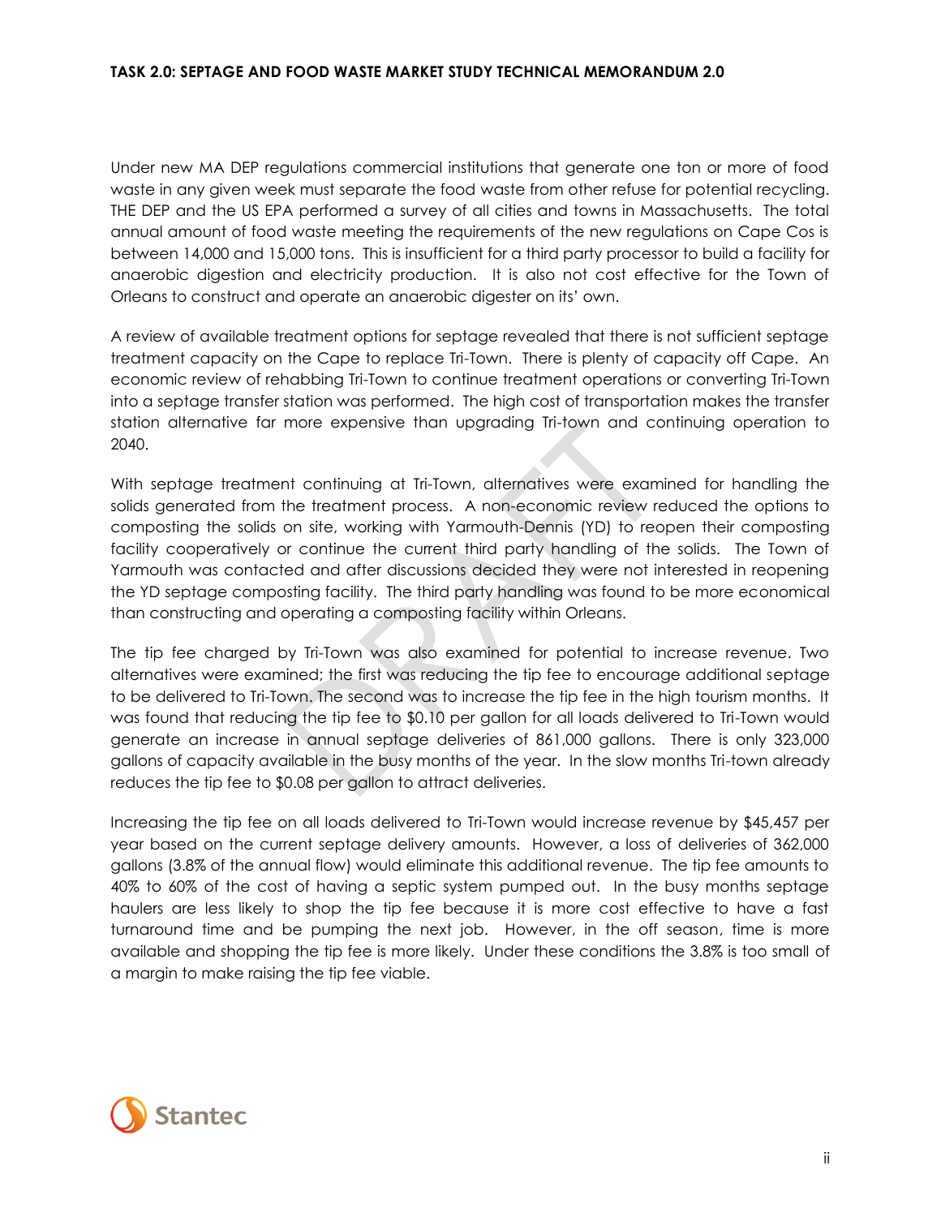Under new MA DEP regulations commercial institutions that generate one ton or more of food waste in any given week must separate the food waste from other refuse for potential recycling. THE DEP and the US EPA performed a survey of all cities and towns in Massachusetts. The total annual amount of food waste meeting the requirements of the new regulations on Cape Cos is between 14,000 and 15,000 tons. This is insufficient for a third party processor to build a facility for anaerobic digestion and electricity production. It is also not cost effective for the Town of Orleans to construct and operate an anaerobic digester on its' own.

A review of available treatment options for septage revealed that there is not sufficient septage treatment capacity on the Cape to replace Tri-Town. There is plenty of capacity off Cape. An economic review of rehabbing Tri-Town to continue treatment operations or converting Tri-Town into a septage transfer station was performed. The high cost of transportation makes the transfer station alternative far more expensive than upgrading Tri-town and continuing operation to 2040.

With septage treatment continuing at Tri-Town, alternatives were examined for handling the solids generated from the treatment process. A non-economic review reduced the options to composting the solids on site, working with Yarmouth-Dennis (YD) to reopen their composting facility cooperatively or continue the current third party handling of the solids. The Town of Yarmouth was contacted and after discussions decided they were not interested in reopening the YD septage composting facility. The third party handling was found to be more economical than constructing and operating a composting facility within Orleans.

The tip fee charged by Tri-Town was also examined for potential to increase revenue. Two alternatives were examined; the first was reducing the tip fee to encourage additional septage to be delivered to Tri-Town. The second was to increase the tip fee in the high tourism months. It was found that reducing the tip fee to $0.10 per gallon for all loads delivered to Tri-Town would generate an increase in annual septage deliveries of 861,000 gallons. There is only 323,000 gallons of capacity available in the busy months of the year. In the slow months Tri-town already reduces the tip fee to $0.08 per gallon to attract deliveries.

Increasing the tip fee on all loads delivered to Tri-Town would increase revenue by $45,457 per year based on the current septage delivery amounts. However, a loss of deliveries of 362,000 gallons (3.8% of the annual flow) would eliminate this additional revenue. The tip fee amounts to 40% to 60% of the cost of having a septic system pumped out. In the busy months septage haulers are less likely to shop the tip fee because it is more cost effective to have a fast turnaround time and be pumping the next job. However, in the off season, time is more available and shopping the tip fee is more likely. Under these conditions the 3.8% is too small of a margin to make raising the tip fee viable.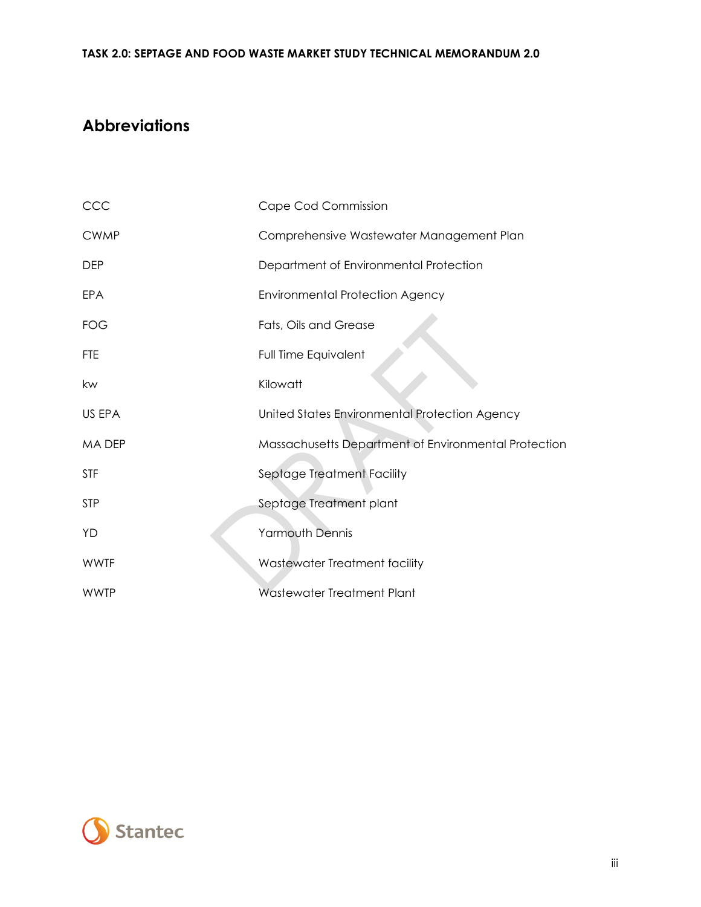## Abbreviations

| | |
|---|---|
| CCC | Cape Cod Commission |
| CWMP | Comprehensive Wastewater Management Plan |
| DEP | Department of Environmental Protection |
| EPA | Environmental Protection Agency |
| FOG | Fats, Oils and Grease |
| FTE | Full Time Equivalent |
| kw | Kilowatt |
| US EPA | United States Environmental Protection Agency |
| MA DEP | Massachusetts Department of Environmental Protection |
| STF | Septage Treatment Facility |
| STP | Septage Treatment plant |
| YD | Yarmouth Dennis |
| WWTF | Wastewater Treatment facility |
| WWTP | Wastewater Treatment Plant |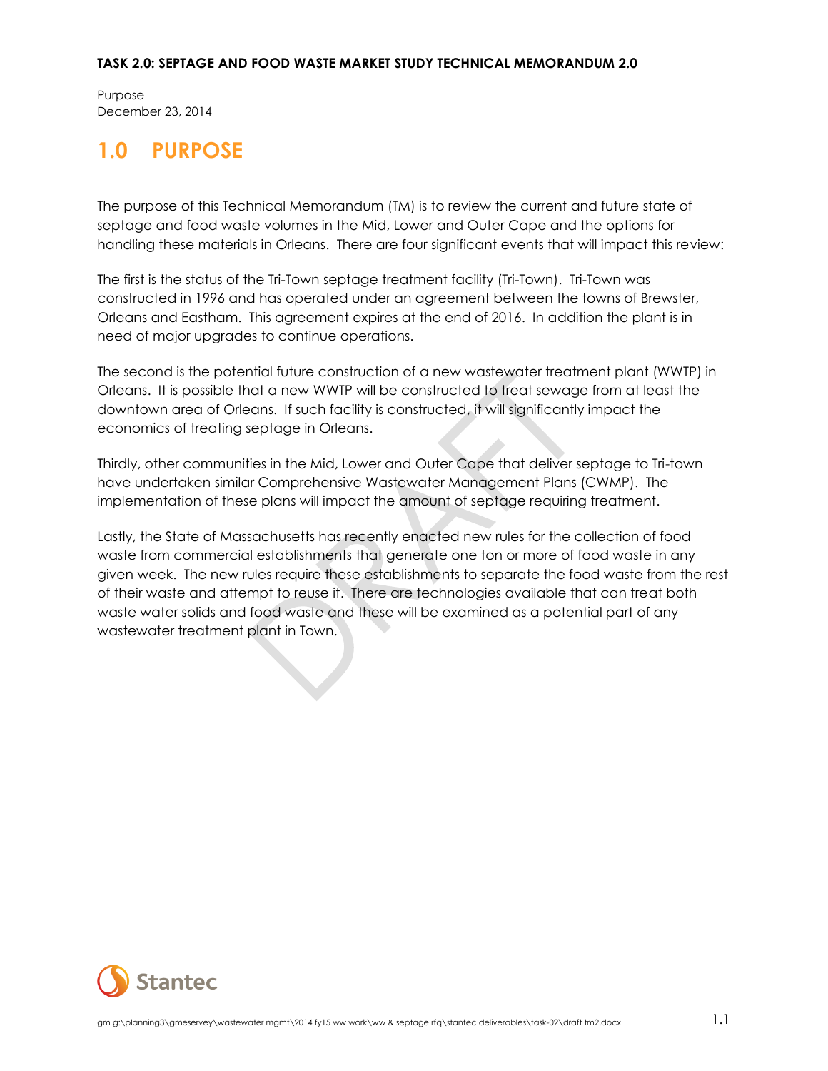# 1.0 PURPOSE

The purpose of this Technical Memorandum (TM) is to review the current and future state of septage and food waste volumes in the Mid, Lower and Outer Cape and the options for handling these materials in Orleans. There are four significant events that will impact this review:

The first is the status of the Tri-Town septage treatment facility (Tri-Town). Tri-Town was constructed in 1996 and has operated under an agreement between the towns of Brewster, Orleans and Eastham. This agreement expires at the end of 2016. In addition the plant is in need of major upgrades to continue operations.

The second is the potential future construction of a new wastewater treatment plant (WWTP) in Orleans. It is possible that a new WWTP will be constructed to treat sewage from at least the downtown area of Orleans. If such facility is constructed, it will significantly impact the economics of treating septage in Orleans.

Thirdly, other communities in the Mid, Lower and Outer Cape that deliver septage to Tri-town have undertaken similar Comprehensive Wastewater Management Plans (CWMP). The implementation of these plans will impact the amount of septage requiring treatment.

Lastly, the State of Massachusetts has recently enacted new rules for the collection of food waste from commercial establishments that generate one ton or more of food waste in any given week. The new rules require these establishments to separate the food waste from the rest of their waste and attempt to reuse it. There are technologies available that can treat both waste water solids and food waste and these will be examined as a potential part of any wastewater treatment plant in Town.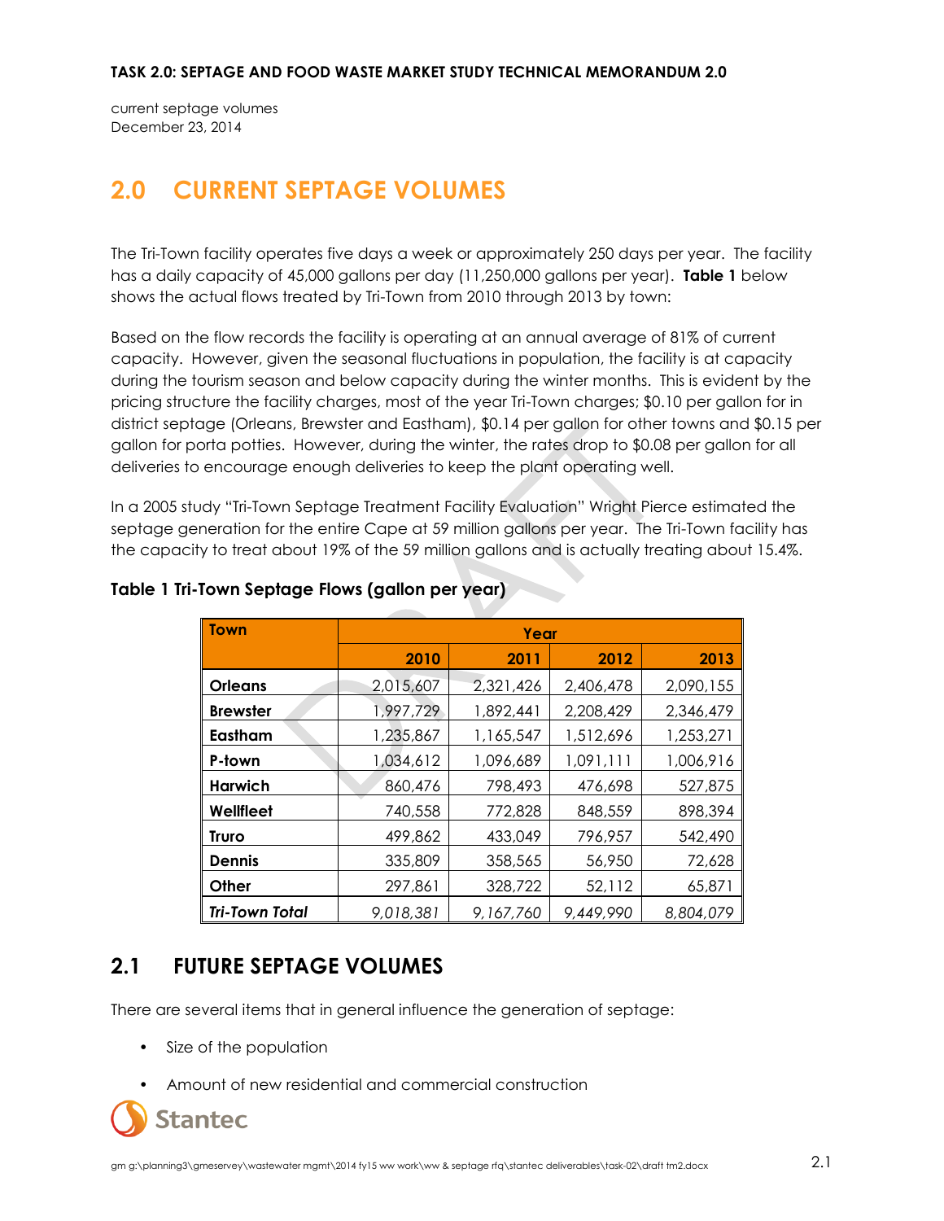## 2.0 CURRENT SEPTAGE VOLUMES

The Tri-Town facility operates five days a week or approximately 250 days per year. The facility has a daily capacity of 45,000 gallons per day (11,250,000 gallons per year). **Table 1** below shows the actual flows treated by Tri-Town from 2010 through 2013 by town:

Based on the flow records the facility is operating at an annual average of 81% of current capacity. However, given the seasonal fluctuations in population, the facility is at capacity during the tourism season and below capacity during the winter months. This is evident by the pricing structure the facility charges, most of the year Tri-Town charges; $0.10 per gallon for in district septage (Orleans, Brewster and Eastham), $0.14 per gallon for other towns and $0.15 per gallon for porta potties. However, during the winter, the rates drop to $0.08 per gallon for all deliveries to encourage enough deliveries to keep the plant operating well.

In a 2005 study "Tri-Town Septage Treatment Facility Evaluation" Wright Pierce estimated the septage generation for the entire Cape at 59 million gallons per year. The Tri-Town facility has the capacity to treat about 19% of the 59 million gallons and is actually treating about 15.4%.

**Table 1 Tri-Town Septage Flows (gallon per year)**

| Town | Year | | | |
|---|---|---|---|---|
| | 2010 | 2011 | 2012 | 2013 |
| **Orleans** | 2,015,607 | 2,321,426 | 2,406,478 | 2,090,155 |
| **Brewster** | 1,997,729 | 1,892,441 | 2,208,429 | 2,346,479 |
| **Eastham** | 1,235,867 | 1,165,547 | 1,512,696 | 1,253,271 |
| **P-town** | 1,034,612 | 1,096,689 | 1,091,111 | 1,006,916 |
| **Harwich** | 860,476 | 798,493 | 476,698 | 527,875 |
| **Wellfleet** | 740,558 | 772,828 | 848,559 | 898,394 |
| **Truro** | 499,862 | 433,049 | 796,957 | 542,490 |
| **Dennis** | 335,809 | 358,565 | 56,950 | 72,628 |
| **Other** | 297,861 | 328,722 | 52,112 | 65,871 |
| ***Tri-Town Total*** | *9,018,381* | *9,167,760* | *9,449,990* | *8,804,079* |

## 2.1 FUTURE SEPTAGE VOLUMES

There are several items that in general influence the generation of septage:

- Size of the population
- Amount of new residential and commercial construction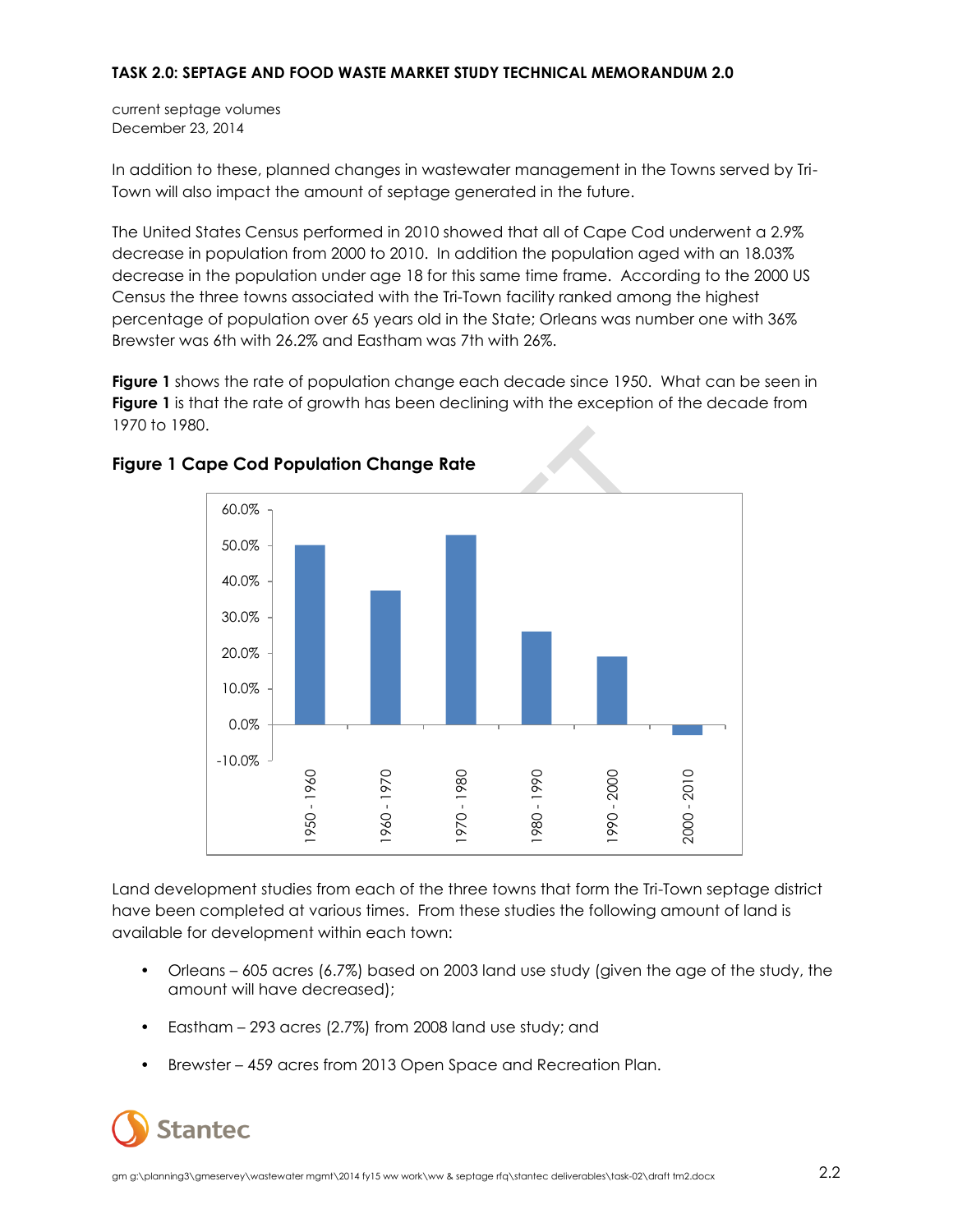current septage volumes
December 23, 2014

In addition to these, planned changes in wastewater management in the Towns served by Tri-Town will also impact the amount of septage generated in the future.

The United States Census performed in 2010 showed that all of Cape Cod underwent a 2.9% decrease in population from 2000 to 2010. In addition the population aged with an 18.03% decrease in the population under age 18 for this same time frame. According to the 2000 US Census the three towns associated with the Tri-Town facility ranked among the highest percentage of population over 65 years old in the State; Orleans was number one with 36% Brewster was 6th with 26.2% and Eastham was 7th with 26%.

**Figure 1** shows the rate of population change each decade since 1950. What can be seen in **Figure 1** is that the rate of growth has been declining with the exception of the decade from 1970 to 1980.

**Figure 1 Cape Cod Population Change Rate**

Land development studies from each of the three towns that form the Tri-Town septage district have been completed at various times. From these studies the following amount of land is available for development within each town:

- Orleans – 605 acres (6.7%) based on 2003 land use study (given the age of the study, the amount will have decreased);
- Eastham – 293 acres (2.7%) from 2008 land use study; and
- Brewster – 459 acres from 2013 Open Space and Recreation Plan.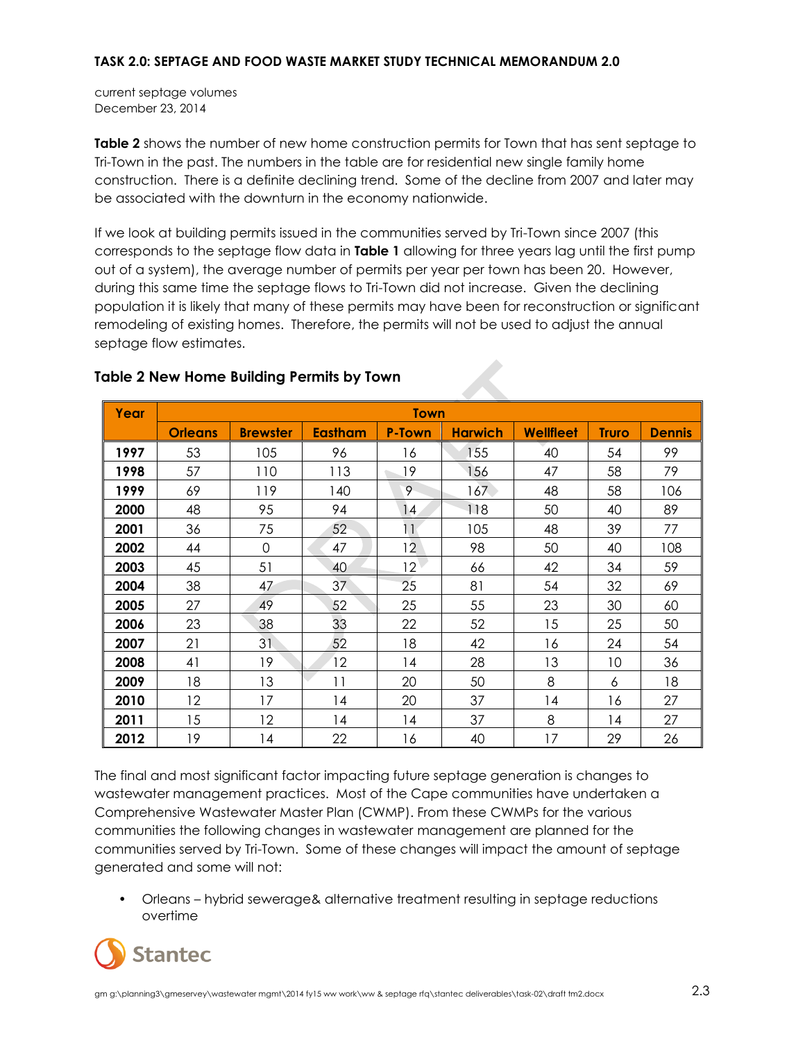current septage volumes
December 23, 2014

**Table 2** shows the number of new home construction permits for Town that has sent septage to Tri-Town in the past. The numbers in the table are for residential new single family home construction. There is a definite declining trend. Some of the decline from 2007 and later may be associated with the downturn in the economy nationwide.

If we look at building permits issued in the communities served by Tri-Town since 2007 (this corresponds to the septage flow data in **Table 1** allowing for three years lag until the first pump out of a system), the average number of permits per year per town has been 20. However, during this same time the septage flows to Tri-Town did not increase. Given the declining population it is likely that many of these permits may have been for reconstruction or significant remodeling of existing homes. Therefore, the permits will not be used to adjust the annual septage flow estimates.

### Table 2 New Home Building Permits by Town

| Year | Town | | | | | | | |
|---|---|---|---|---|---|---|---|---|
| | **Orleans** | **Brewster** | **Eastham** | **P-Town** | **Harwich** | **Wellfleet** | **Truro** | **Dennis** |
| **1997** | 53 | 105 | 96 | 16 | 155 | 40 | 54 | 99 |
| **1998** | 57 | 110 | 113 | 19 | 156 | 47 | 58 | 79 |
| **1999** | 69 | 119 | 140 | 9 | 167 | 48 | 58 | 106 |
| **2000** | 48 | 95 | 94 | 14 | 118 | 50 | 40 | 89 |
| **2001** | 36 | 75 | 52 | 11 | 105 | 48 | 39 | 77 |
| **2002** | 44 | 0 | 47 | 12 | 98 | 50 | 40 | 108 |
| **2003** | 45 | 51 | 40 | 12 | 66 | 42 | 34 | 59 |
| **2004** | 38 | 47 | 37 | 25 | 81 | 54 | 32 | 69 |
| **2005** | 27 | 49 | 52 | 25 | 55 | 23 | 30 | 60 |
| **2006** | 23 | 38 | 33 | 22 | 52 | 15 | 25 | 50 |
| **2007** | 21 | 31 | 52 | 18 | 42 | 16 | 24 | 54 |
| **2008** | 41 | 19 | 12 | 14 | 28 | 13 | 10 | 36 |
| **2009** | 18 | 13 | 11 | 20 | 50 | 8 | 6 | 18 |
| **2010** | 12 | 17 | 14 | 20 | 37 | 14 | 16 | 27 |
| **2011** | 15 | 12 | 14 | 14 | 37 | 8 | 14 | 27 |
| **2012** | 19 | 14 | 22 | 16 | 40 | 17 | 29 | 26 |

The final and most significant factor impacting future septage generation is changes to wastewater management practices. Most of the Cape communities have undertaken a Comprehensive Wastewater Master Plan (CWMP). From these CWMPs for the various communities the following changes in wastewater management are planned for the communities served by Tri-Town. Some of these changes will impact the amount of septage generated and some will not:

- Orleans – hybrid sewerage& alternative treatment resulting in septage reductions overtime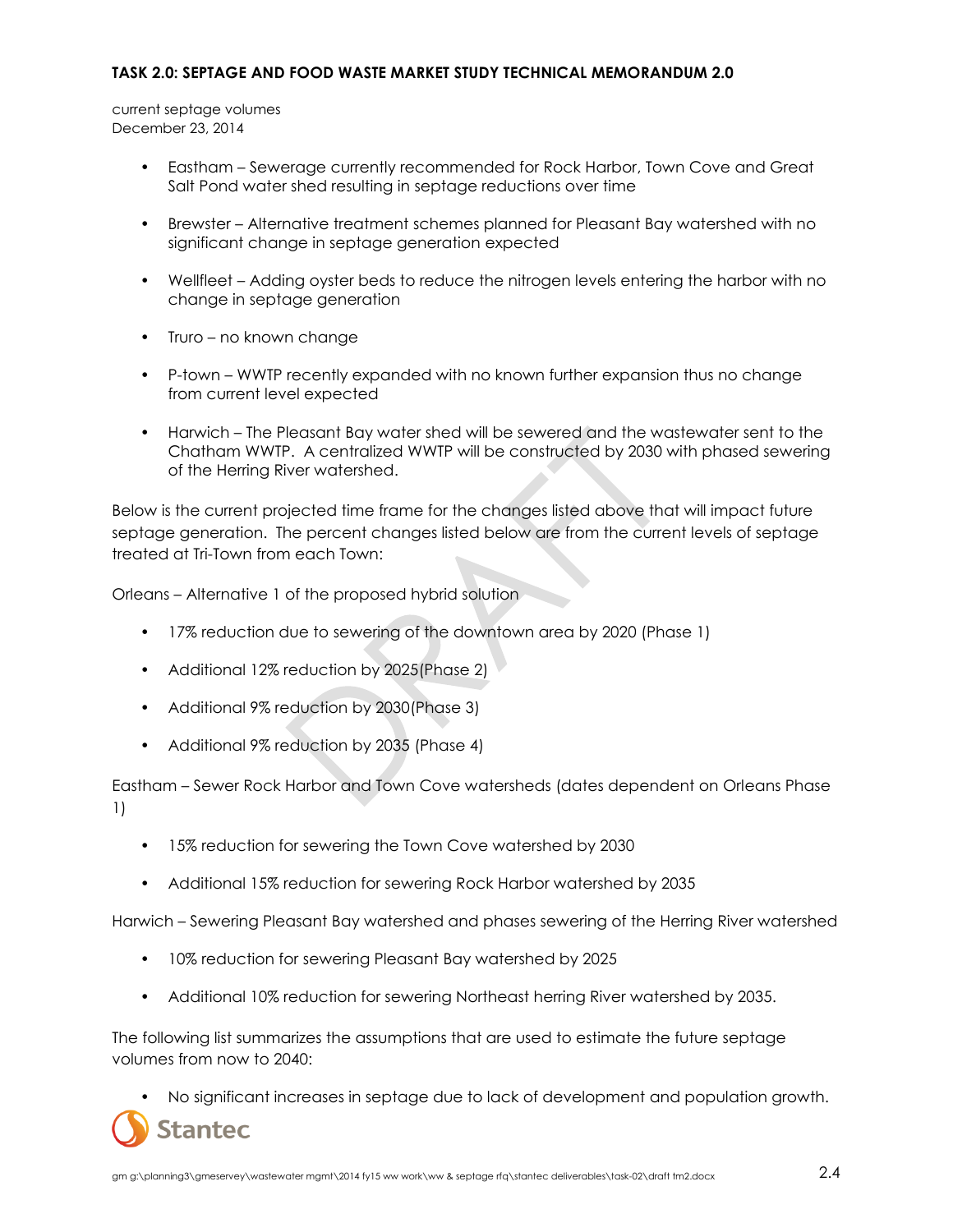- Eastham – Sewerage currently recommended for Rock Harbor, Town Cove and Great Salt Pond water shed resulting in septage reductions over time
- Brewster – Alternative treatment schemes planned for Pleasant Bay watershed with no significant change in septage generation expected
- Wellfleet – Adding oyster beds to reduce the nitrogen levels entering the harbor with no change in septage generation
- Truro – no known change
- P-town – WWTP recently expanded with no known further expansion thus no change from current level expected
- Harwich – The Pleasant Bay water shed will be sewered and the wastewater sent to the Chatham WWTP. A centralized WWTP will be constructed by 2030 with phased sewering of the Herring River watershed.

Below is the current projected time frame for the changes listed above that will impact future septage generation. The percent changes listed below are from the current levels of septage treated at Tri-Town from each Town:

Orleans – Alternative 1 of the proposed hybrid solution

- 17% reduction due to sewering of the downtown area by 2020 (Phase 1)
- Additional 12% reduction by 2025(Phase 2)
- Additional 9% reduction by 2030(Phase 3)
- Additional 9% reduction by 2035 (Phase 4)

Eastham – Sewer Rock Harbor and Town Cove watersheds (dates dependent on Orleans Phase 1)

- 15% reduction for sewering the Town Cove watershed by 2030
- Additional 15% reduction for sewering Rock Harbor watershed by 2035

Harwich – Sewering Pleasant Bay watershed and phases sewering of the Herring River watershed

- 10% reduction for sewering Pleasant Bay watershed by 2025
- Additional 10% reduction for sewering Northeast herring River watershed by 2035.

The following list summarizes the assumptions that are used to estimate the future septage volumes from now to 2040:

- No significant increases in septage due to lack of development and population growth.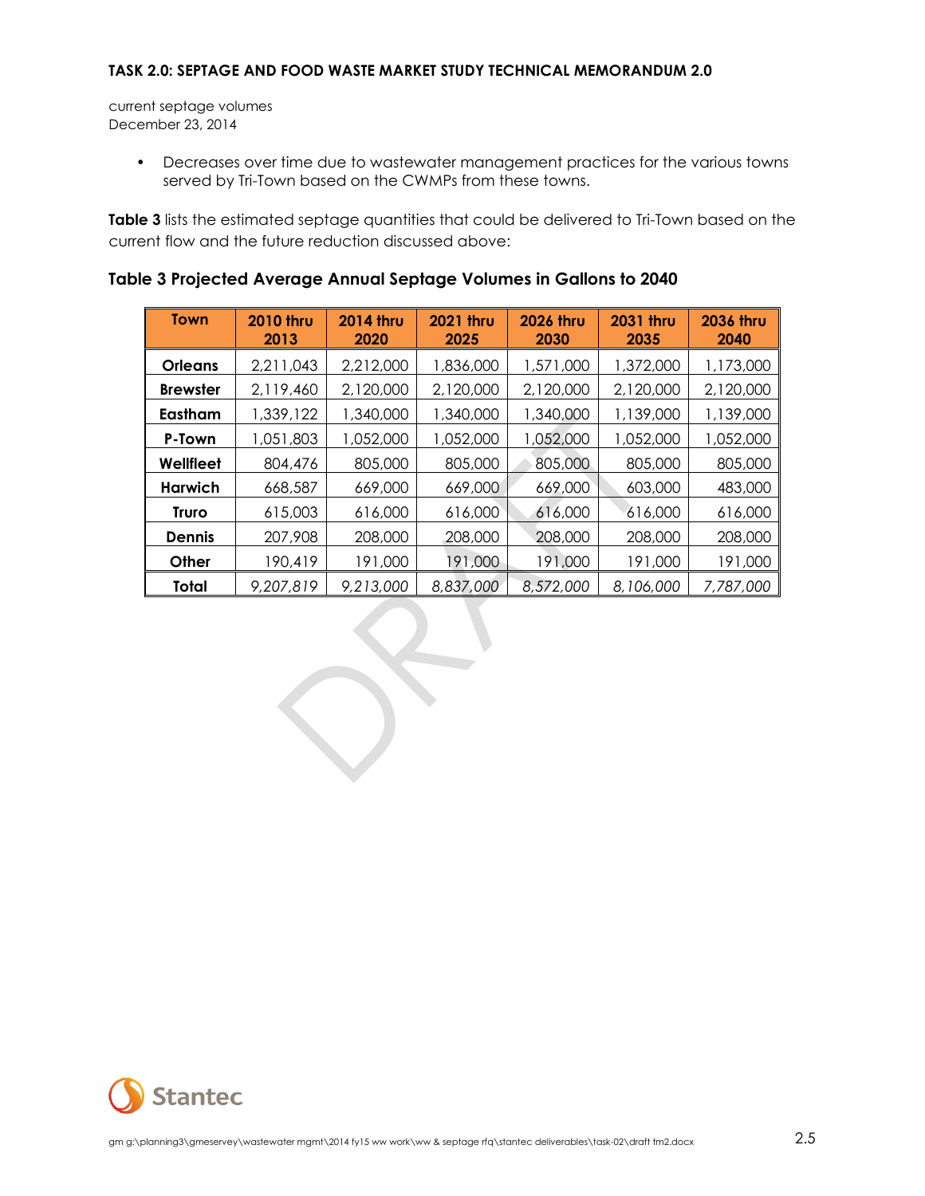- Decreases over time due to wastewater management practices for the various towns served by Tri-Town based on the CWMPs from these towns.

**Table 3** lists the estimated septage quantities that could be delivered to Tri-Town based on the current flow and the future reduction discussed above:

### Table 3 Projected Average Annual Septage Volumes in Gallons to 2040

| Town | 2010 thru 2013 | 2014 thru 2020 | 2021 thru 2025 | 2026 thru 2030 | 2031 thru 2035 | 2036 thru 2040 |
|---|---|---|---|---|---|---|
| **Orleans** | 2,211,043 | 2,212,000 | 1,836,000 | 1,571,000 | 1,372,000 | 1,173,000 |
| **Brewster** | 2,119,460 | 2,120,000 | 2,120,000 | 2,120,000 | 2,120,000 | 2,120,000 |
| **Eastham** | 1,339,122 | 1,340,000 | 1,340,000 | 1,340,000 | 1,139,000 | 1,139,000 |
| **P-Town** | 1,051,803 | 1,052,000 | 1,052,000 | 1,052,000 | 1,052,000 | 1,052,000 |
| **Wellfleet** | 804,476 | 805,000 | 805,000 | 805,000 | 805,000 | 805,000 |
| **Harwich** | 668,587 | 669,000 | 669,000 | 669,000 | 603,000 | 483,000 |
| **Truro** | 615,003 | 616,000 | 616,000 | 616,000 | 616,000 | 616,000 |
| **Dennis** | 207,908 | 208,000 | 208,000 | 208,000 | 208,000 | 208,000 |
| **Other** | 190,419 | 191,000 | 191,000 | 191,000 | 191,000 | 191,000 |
| **Total** | *9,207,819* | *9,213,000* | *8,837,000* | *8,572,000* | *8,106,000* | *7,787,000* |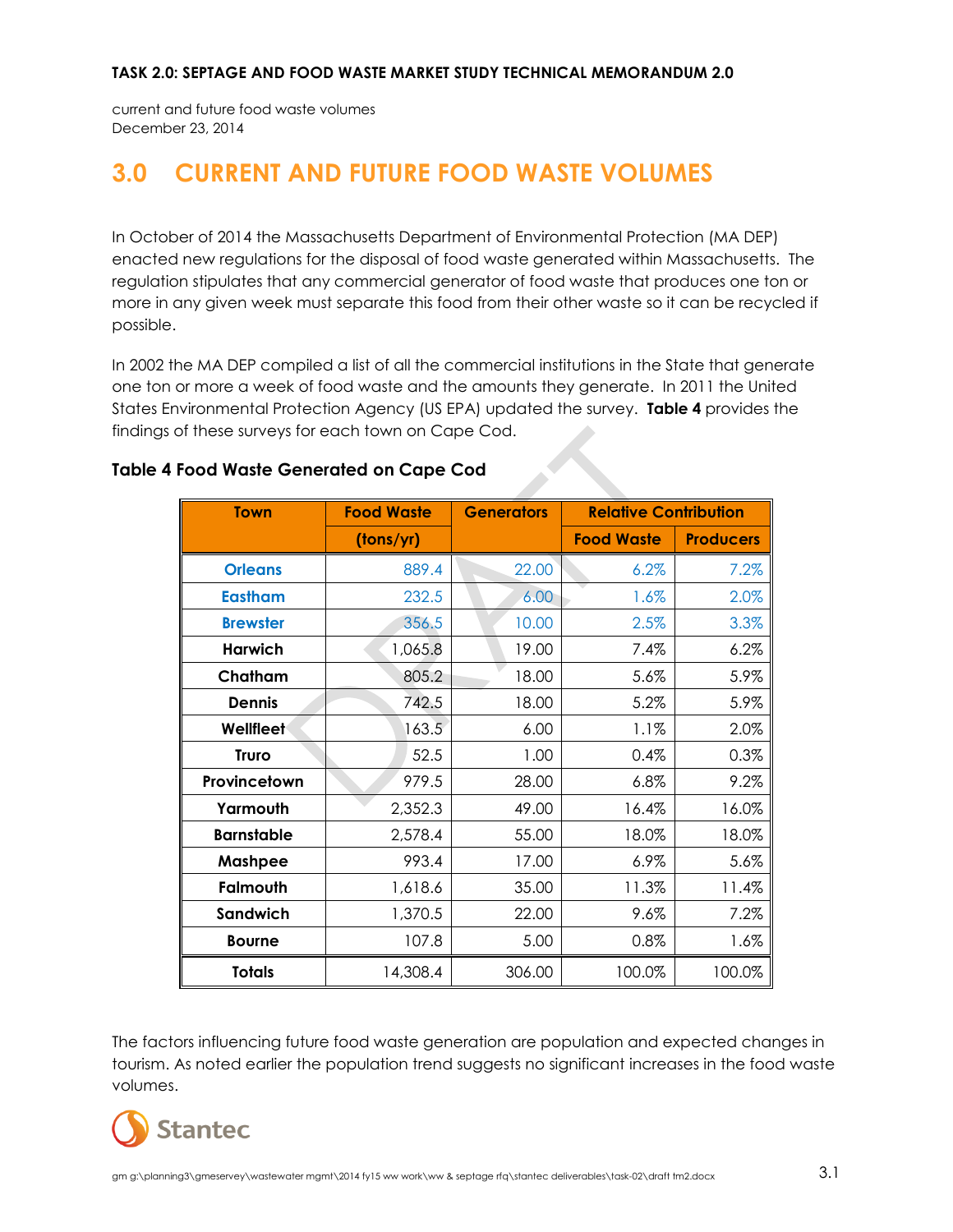# 3.0 CURRENT AND FUTURE FOOD WASTE VOLUMES

In October of 2014 the Massachusetts Department of Environmental Protection (MA DEP) enacted new regulations for the disposal of food waste generated within Massachusetts. The regulation stipulates that any commercial generator of food waste that produces one ton or more in any given week must separate this food from their other waste so it can be recycled if possible.

In 2002 the MA DEP compiled a list of all the commercial institutions in the State that generate one ton or more a week of food waste and the amounts they generate. In 2011 the United States Environmental Protection Agency (US EPA) updated the survey. **Table 4** provides the findings of these surveys for each town on Cape Cod.

### Table 4 Food Waste Generated on Cape Cod

| Town | Food Waste | Generators | Relative Contribution | |
|---|---|---|---|---|
| | (tons/yr) | | Food Waste | Producers |
| Orleans | 889.4 | 22.00 | 6.2% | 7.2% |
| Eastham | 232.5 | 6.00 | 1.6% | 2.0% |
| Brewster | 356.5 | 10.00 | 2.5% | 3.3% |
| Harwich | 1,065.8 | 19.00 | 7.4% | 6.2% |
| Chatham | 805.2 | 18.00 | 5.6% | 5.9% |
| Dennis | 742.5 | 18.00 | 5.2% | 5.9% |
| Wellfleet | 163.5 | 6.00 | 1.1% | 2.0% |
| Truro | 52.5 | 1.00 | 0.4% | 0.3% |
| Provincetown | 979.5 | 28.00 | 6.8% | 9.2% |
| Yarmouth | 2,352.3 | 49.00 | 16.4% | 16.0% |
| Barnstable | 2,578.4 | 55.00 | 18.0% | 18.0% |
| Mashpee | 993.4 | 17.00 | 6.9% | 5.6% |
| Falmouth | 1,618.6 | 35.00 | 11.3% | 11.4% |
| Sandwich | 1,370.5 | 22.00 | 9.6% | 7.2% |
| Bourne | 107.8 | 5.00 | 0.8% | 1.6% |
| **Totals** | 14,308.4 | 306.00 | 100.0% | 100.0% |

The factors influencing future food waste generation are population and expected changes in tourism. As noted earlier the population trend suggests no significant increases in the food waste volumes.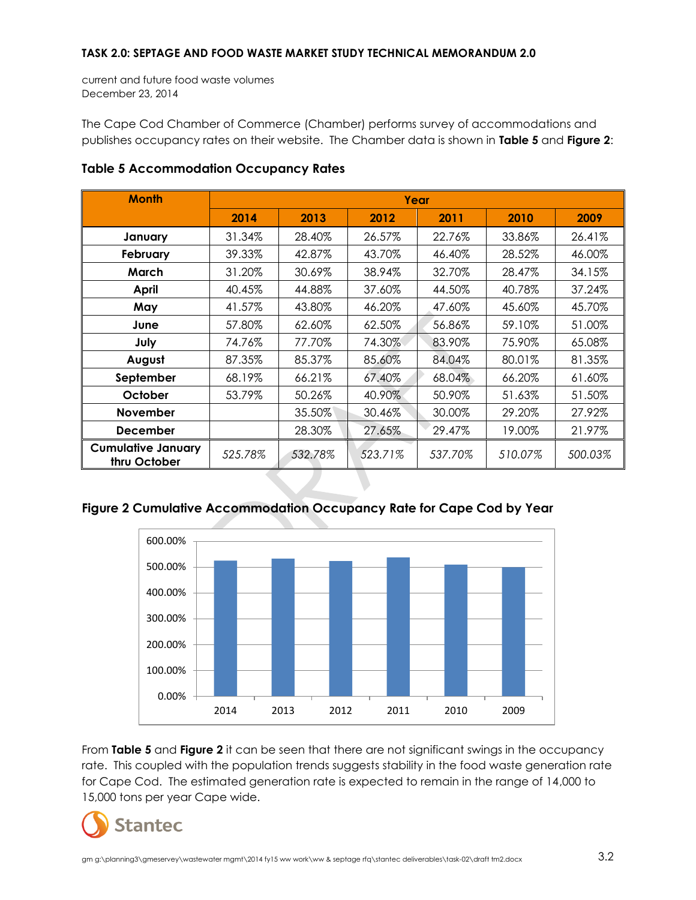The Cape Cod Chamber of Commerce (Chamber) performs survey of accommodations and publishes occupancy rates on their website. The Chamber data is shown in **Table 5** and **Figure 2**:

**Table 5 Accommodation Occupancy Rates**

| Month | Year | | | | | |
|---|---|---|---|---|---|---|
| | 2014 | 2013 | 2012 | 2011 | 2010 | 2009 |
| January | 31.34% | 28.40% | 26.57% | 22.76% | 33.86% | 26.41% |
| February | 39.33% | 42.87% | 43.70% | 46.40% | 28.52% | 46.00% |
| March | 31.20% | 30.69% | 38.94% | 32.70% | 28.47% | 34.15% |
| April | 40.45% | 44.88% | 37.60% | 44.50% | 40.78% | 37.24% |
| May | 41.57% | 43.80% | 46.20% | 47.60% | 45.60% | 45.70% |
| June | 57.80% | 62.60% | 62.50% | 56.86% | 59.10% | 51.00% |
| July | 74.76% | 77.70% | 74.30% | 83.90% | 75.90% | 65.08% |
| August | 87.35% | 85.37% | 85.60% | 84.04% | 80.01% | 81.35% |
| September | 68.19% | 66.21% | 67.40% | 68.04% | 66.20% | 61.60% |
| October | 53.79% | 50.26% | 40.90% | 50.90% | 51.63% | 51.50% |
| November | | 35.50% | 30.46% | 30.00% | 29.20% | 27.92% |
| December | | 28.30% | 27.65% | 29.47% | 19.00% | 21.97% |
| Cumulative January thru October | *525.78%* | *532.78%* | *523.71%* | *537.70%* | *510.07%* | *500.03%* |

**Figure 2 Cumulative Accommodation Occupancy Rate for Cape Cod by Year**

From **Table 5** and **Figure 2** it can be seen that there are not significant swings in the occupancy rate. This coupled with the population trends suggests stability in the food waste generation rate for Cape Cod. The estimated generation rate is expected to remain in the range of 14,000 to 15,000 tons per year Cape wide.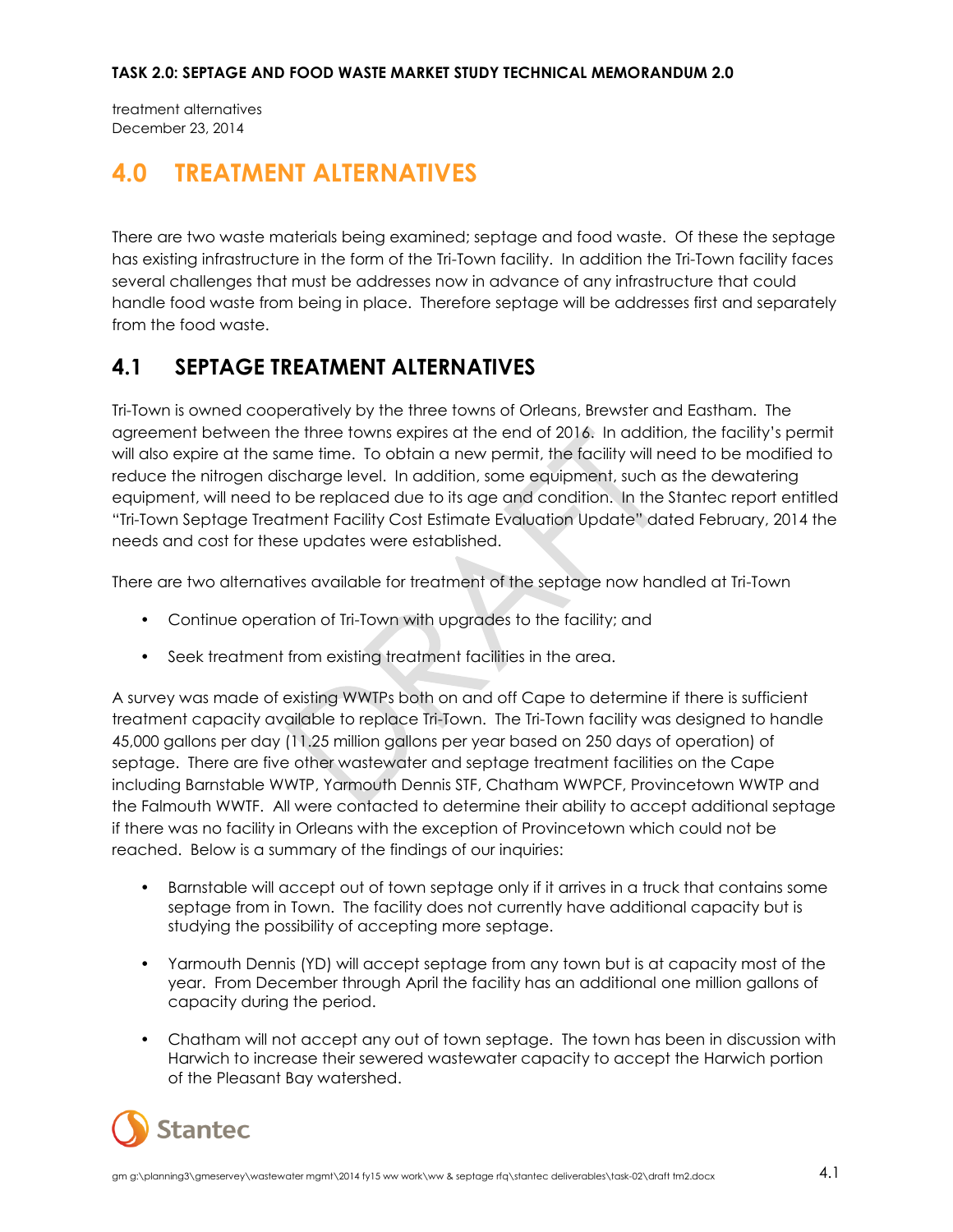## 4.0 TREATMENT ALTERNATIVES

There are two waste materials being examined; septage and food waste. Of these the septage has existing infrastructure in the form of the Tri-Town facility. In addition the Tri-Town facility faces several challenges that must be addresses now in advance of any infrastructure that could handle food waste from being in place. Therefore septage will be addresses first and separately from the food waste.

## 4.1 SEPTAGE TREATMENT ALTERNATIVES

Tri-Town is owned cooperatively by the three towns of Orleans, Brewster and Eastham. The agreement between the three towns expires at the end of 2016. In addition, the facility's permit will also expire at the same time. To obtain a new permit, the facility will need to be modified to reduce the nitrogen discharge level. In addition, some equipment, such as the dewatering equipment, will need to be replaced due to its age and condition. In the Stantec report entitled "Tri-Town Septage Treatment Facility Cost Estimate Evaluation Update" dated February, 2014 the needs and cost for these updates were established.

There are two alternatives available for treatment of the septage now handled at Tri-Town

- Continue operation of Tri-Town with upgrades to the facility; and
- Seek treatment from existing treatment facilities in the area.

A survey was made of existing WWTPs both on and off Cape to determine if there is sufficient treatment capacity available to replace Tri-Town. The Tri-Town facility was designed to handle 45,000 gallons per day (11.25 million gallons per year based on 250 days of operation) of septage. There are five other wastewater and septage treatment facilities on the Cape including Barnstable WWTP, Yarmouth Dennis STF, Chatham WWPCF, Provincetown WWTP and the Falmouth WWTF. All were contacted to determine their ability to accept additional septage if there was no facility in Orleans with the exception of Provincetown which could not be reached. Below is a summary of the findings of our inquiries:

- Barnstable will accept out of town septage only if it arrives in a truck that contains some septage from in Town. The facility does not currently have additional capacity but is studying the possibility of accepting more septage.
- Yarmouth Dennis (YD) will accept septage from any town but is at capacity most of the year. From December through April the facility has an additional one million gallons of capacity during the period.
- Chatham will not accept any out of town septage. The town has been in discussion with Harwich to increase their sewered wastewater capacity to accept the Harwich portion of the Pleasant Bay watershed.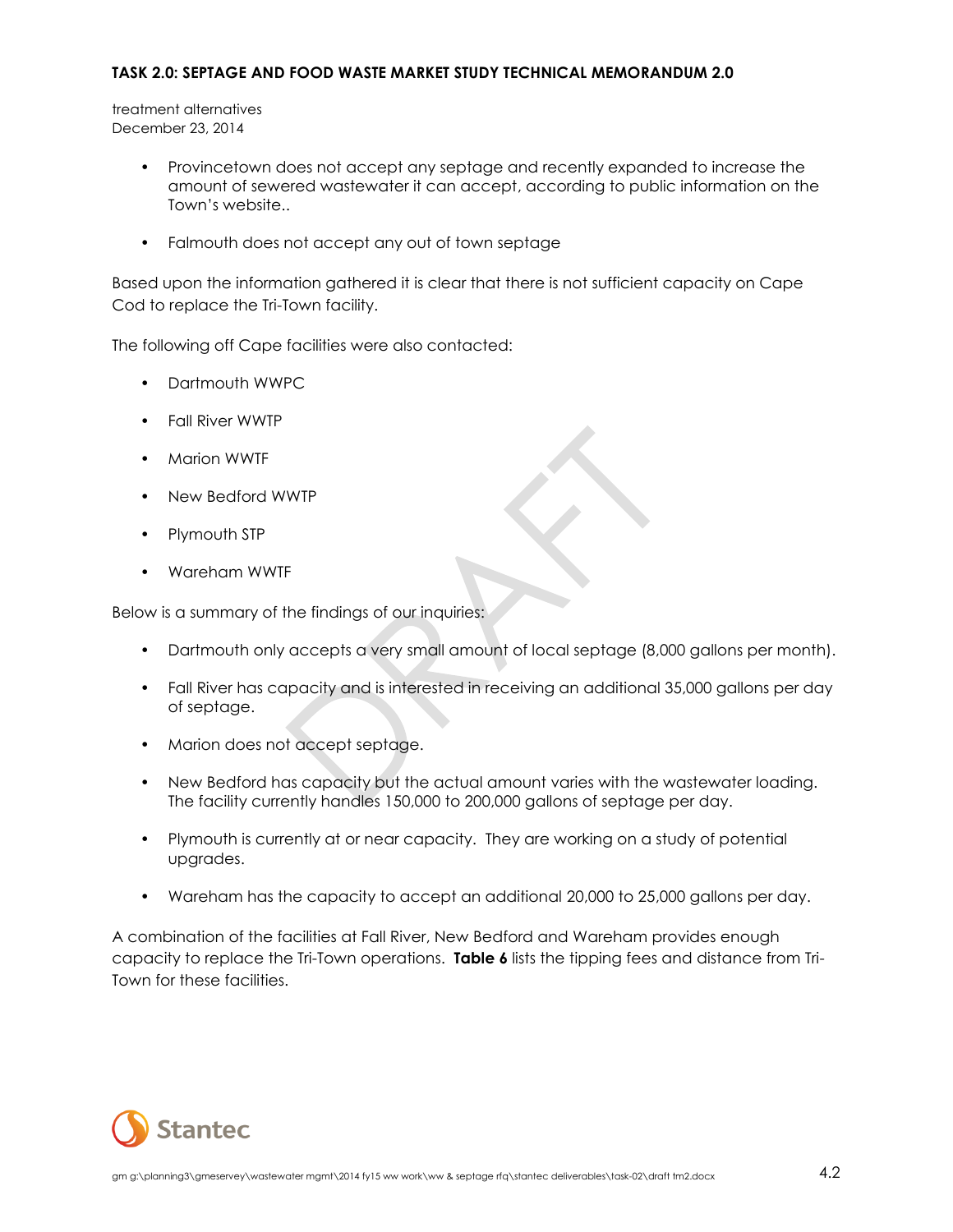- Provincetown does not accept any septage and recently expanded to increase the amount of sewered wastewater it can accept, according to public information on the Town's website..
- Falmouth does not accept any out of town septage

Based upon the information gathered it is clear that there is not sufficient capacity on Cape Cod to replace the Tri-Town facility.

The following off Cape facilities were also contacted:

- Dartmouth WWPC
- Fall River WWTP
- Marion WWTF
- New Bedford WWTP
- Plymouth STP
- Wareham WWTF

Below is a summary of the findings of our inquiries:

- Dartmouth only accepts a very small amount of local septage (8,000 gallons per month).
- Fall River has capacity and is interested in receiving an additional 35,000 gallons per day of septage.
- Marion does not accept septage.
- New Bedford has capacity but the actual amount varies with the wastewater loading. The facility currently handles 150,000 to 200,000 gallons of septage per day.
- Plymouth is currently at or near capacity. They are working on a study of potential upgrades.
- Wareham has the capacity to accept an additional 20,000 to 25,000 gallons per day.

A combination of the facilities at Fall River, New Bedford and Wareham provides enough capacity to replace the Tri-Town operations. **Table 6** lists the tipping fees and distance from Tri-Town for these facilities.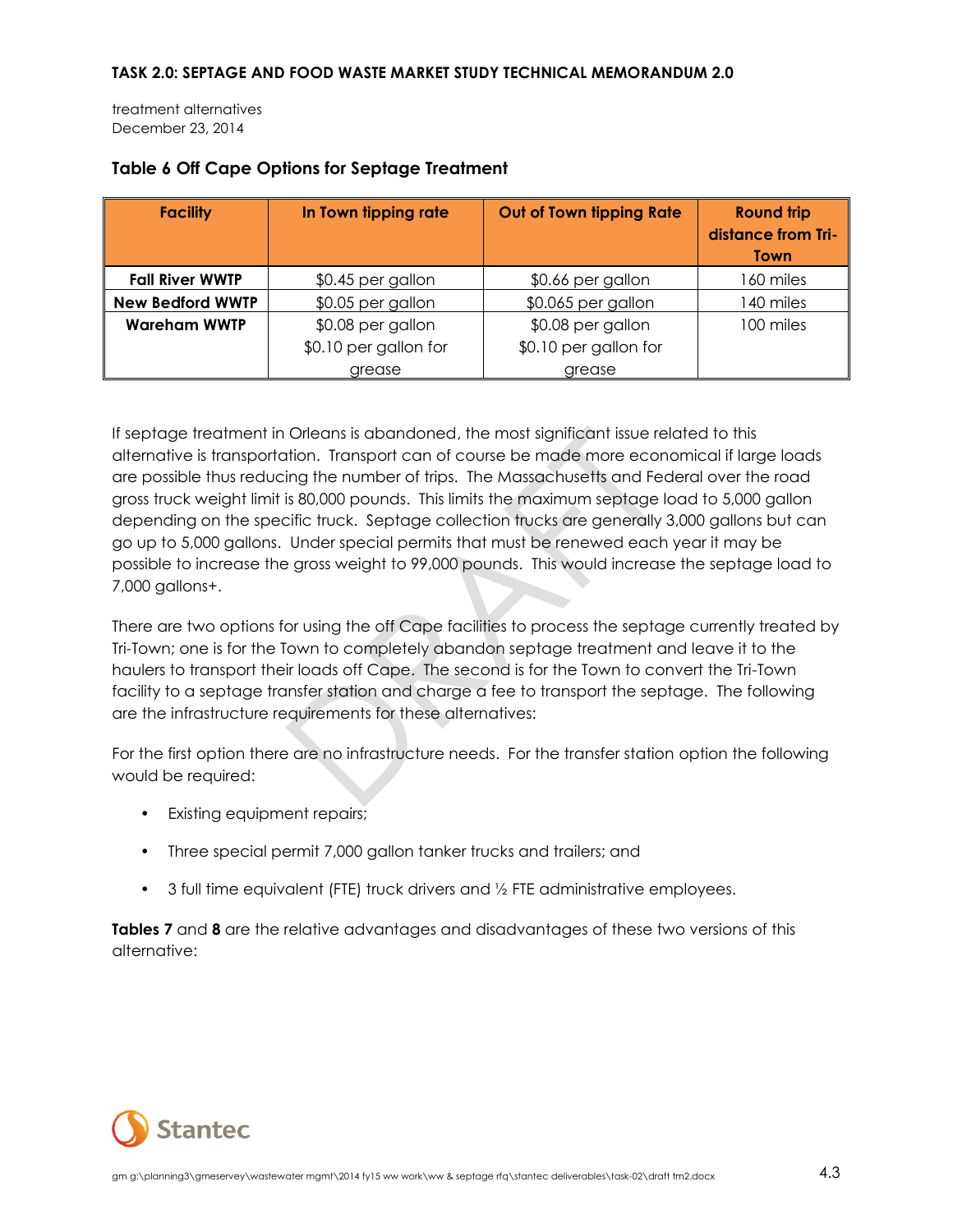### Table 6 Off Cape Options for Septage Treatment

| Facility | In Town tipping rate | Out of Town tipping Rate | Round trip distance from Tri-Town |
|---|---|---|---|
| **Fall River WWTP** | $0.45 per gallon | $0.66 per gallon | 160 miles |
| **New Bedford WWTP** | $0.05 per gallon | $0.065 per gallon | 140 miles |
| **Wareham WWTP** | $0.08 per gallon<br>$0.10 per gallon for grease | $0.08 per gallon<br>$0.10 per gallon for grease | 100 miles |

If septage treatment in Orleans is abandoned, the most significant issue related to this alternative is transportation. Transport can of course be made more economical if large loads are possible thus reducing the number of trips. The Massachusetts and Federal over the road gross truck weight limit is 80,000 pounds. This limits the maximum septage load to 5,000 gallon depending on the specific truck. Septage collection trucks are generally 3,000 gallons but can go up to 5,000 gallons. Under special permits that must be renewed each year it may be possible to increase the gross weight to 99,000 pounds. This would increase the septage load to 7,000 gallons+.

There are two options for using the off Cape facilities to process the septage currently treated by Tri-Town; one is for the Town to completely abandon septage treatment and leave it to the haulers to transport their loads off Cape. The second is for the Town to convert the Tri-Town facility to a septage transfer station and charge a fee to transport the septage. The following are the infrastructure requirements for these alternatives:

For the first option there are no infrastructure needs. For the transfer station option the following would be required:

- Existing equipment repairs;
- Three special permit 7,000 gallon tanker trucks and trailers; and
- 3 full time equivalent (FTE) truck drivers and ½ FTE administrative employees.

**Tables 7** and **8** are the relative advantages and disadvantages of these two versions of this alternative: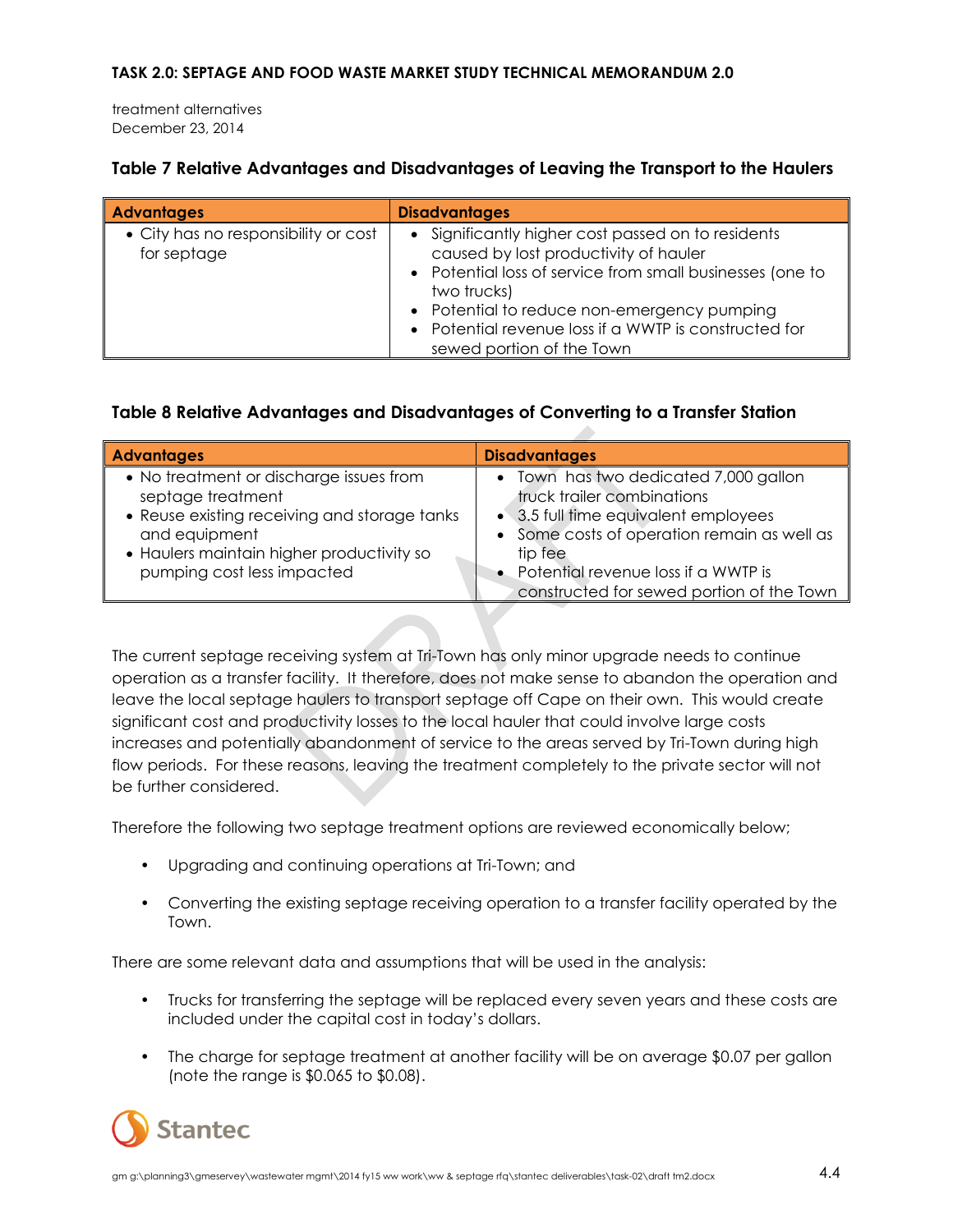treatment alternatives
December 23, 2014

### Table 7 Relative Advantages and Disadvantages of Leaving the Transport to the Haulers

| Advantages | Disadvantages |
|---|---|
| • City has no responsibility or cost for septage | • Significantly higher cost passed on to residents caused by lost productivity of hauler<br>• Potential loss of service from small businesses (one to two trucks)<br>• Potential to reduce non-emergency pumping<br>• Potential revenue loss if a WWTP is constructed for sewed portion of the Town |

### Table 8 Relative Advantages and Disadvantages of Converting to a Transfer Station

| Advantages | Disadvantages |
|---|---|
| • No treatment or discharge issues from septage treatment<br>• Reuse existing receiving and storage tanks and equipment<br>• Haulers maintain higher productivity so pumping cost less impacted | • Town has two dedicated 7,000 gallon truck trailer combinations<br>• 3.5 full time equivalent employees<br>• Some costs of operation remain as well as tip fee<br>• Potential revenue loss if a WWTP is constructed for sewed portion of the Town |

The current septage receiving system at Tri-Town has only minor upgrade needs to continue operation as a transfer facility. It therefore, does not make sense to abandon the operation and leave the local septage haulers to transport septage off Cape on their own. This would create significant cost and productivity losses to the local hauler that could involve large costs increases and potentially abandonment of service to the areas served by Tri-Town during high flow periods. For these reasons, leaving the treatment completely to the private sector will not be further considered.

Therefore the following two septage treatment options are reviewed economically below;

- Upgrading and continuing operations at Tri-Town; and
- Converting the existing septage receiving operation to a transfer facility operated by the Town.

There are some relevant data and assumptions that will be used in the analysis:

- Trucks for transferring the septage will be replaced every seven years and these costs are included under the capital cost in today's dollars.
- The charge for septage treatment at another facility will be on average $0.07 per gallon (note the range is $0.065 to $0.08).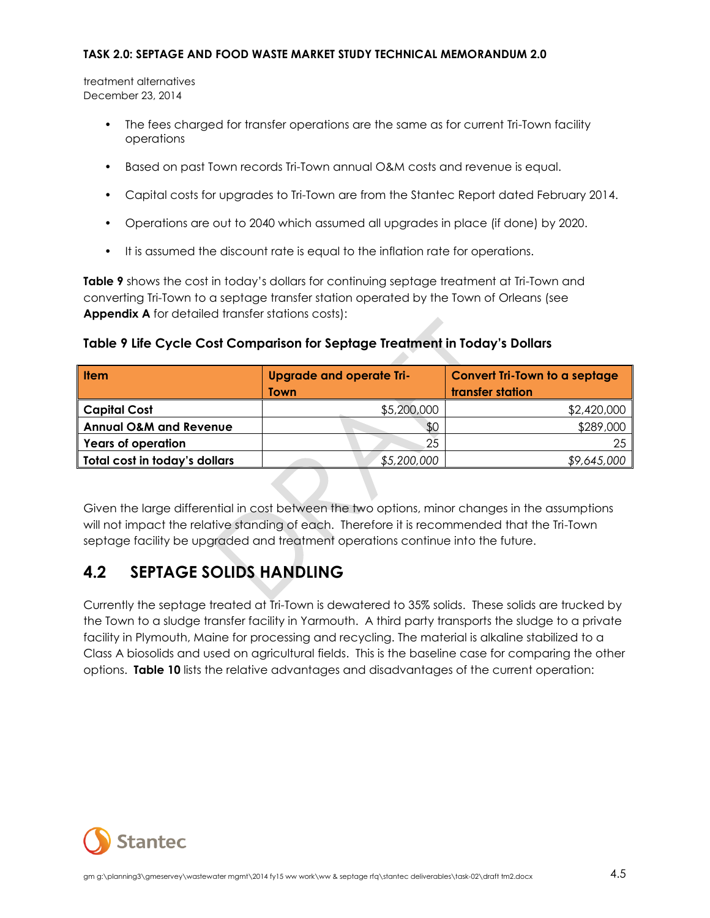- The fees charged for transfer operations are the same as for current Tri-Town facility operations
- Based on past Town records Tri-Town annual O&M costs and revenue is equal.
- Capital costs for upgrades to Tri-Town are from the Stantec Report dated February 2014.
- Operations are out to 2040 which assumed all upgrades in place (if done) by 2020.
- It is assumed the discount rate is equal to the inflation rate for operations.

**Table 9** shows the cost in today's dollars for continuing septage treatment at Tri-Town and converting Tri-Town to a septage transfer station operated by the Town of Orleans (see **Appendix A** for detailed transfer stations costs):

**Table 9 Life Cycle Cost Comparison for Septage Treatment in Today's Dollars**

| Item | Upgrade and operate Tri-Town | Convert Tri-Town to a septage transfer station |
|---|---:|---:|
| **Capital Cost** | $5,200,000 | $2,420,000 |
| **Annual O&M and Revenue** | $0 | $289,000 |
| **Years of operation** | 25 | 25 |
| **Total cost in today's dollars** | *$5,200,000* | *$9,645,000* |

Given the large differential in cost between the two options, minor changes in the assumptions will not impact the relative standing of each. Therefore it is recommended that the Tri-Town septage facility be upgraded and treatment operations continue into the future.

## 4.2 SEPTAGE SOLIDS HANDLING

Currently the septage treated at Tri-Town is dewatered to 35% solids. These solids are trucked by the Town to a sludge transfer facility in Yarmouth. A third party transports the sludge to a private facility in Plymouth, Maine for processing and recycling. The material is alkaline stabilized to a Class A biosolids and used on agricultural fields. This is the baseline case for comparing the other options. **Table 10** lists the relative advantages and disadvantages of the current operation: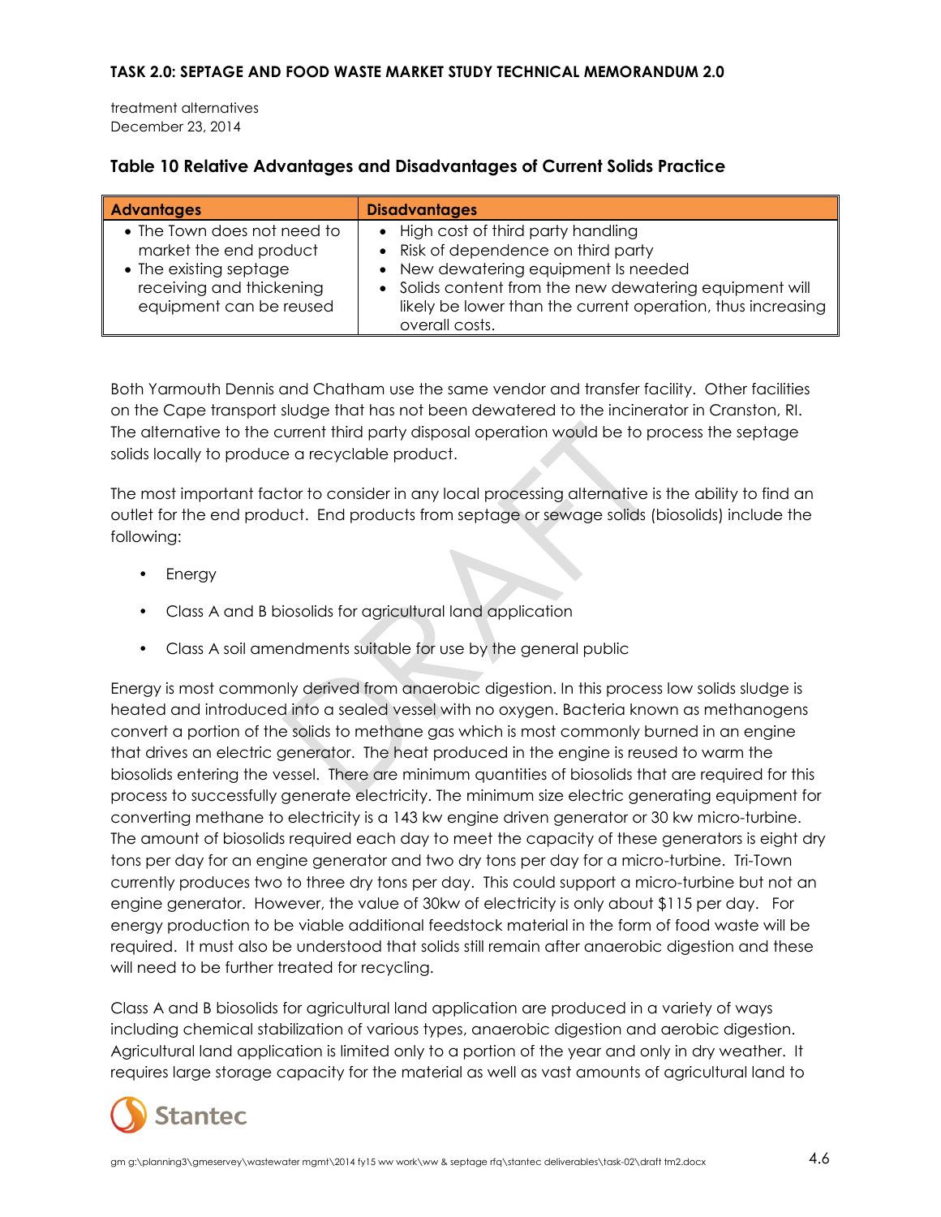### Table 10 Relative Advantages and Disadvantages of Current Solids Practice

| Advantages | Disadvantages |
|---|---|
| • The Town does not need to market the end product<br>• The existing septage receiving and thickening equipment can be reused | • High cost of third party handling<br>• Risk of dependence on third party<br>• New dewatering equipment Is needed<br>• Solids content from the new dewatering equipment will likely be lower than the current operation, thus increasing overall costs. |

Both Yarmouth Dennis and Chatham use the same vendor and transfer facility. Other facilities on the Cape transport sludge that has not been dewatered to the incinerator in Cranston, RI. The alternative to the current third party disposal operation would be to process the septage solids locally to produce a recyclable product.

The most important factor to consider in any local processing alternative is the ability to find an outlet for the end product. End products from septage or sewage solids (biosolids) include the following:

- Energy
- Class A and B biosolids for agricultural land application
- Class A soil amendments suitable for use by the general public

Energy is most commonly derived from anaerobic digestion. In this process low solids sludge is heated and introduced into a sealed vessel with no oxygen. Bacteria known as methanogens convert a portion of the solids to methane gas which is most commonly burned in an engine that drives an electric generator. The heat produced in the engine is reused to warm the biosolids entering the vessel. There are minimum quantities of biosolids that are required for this process to successfully generate electricity. The minimum size electric generating equipment for converting methane to electricity is a 143 kw engine driven generator or 30 kw micro-turbine. The amount of biosolids required each day to meet the capacity of these generators is eight dry tons per day for an engine generator and two dry tons per day for a micro-turbine. Tri-Town currently produces two to three dry tons per day. This could support a micro-turbine but not an engine generator. However, the value of 30kw of electricity is only about $115 per day. For energy production to be viable additional feedstock material in the form of food waste will be required. It must also be understood that solids still remain after anaerobic digestion and these will need to be further treated for recycling.

Class A and B biosolids for agricultural land application are produced in a variety of ways including chemical stabilization of various types, anaerobic digestion and aerobic digestion. Agricultural land application is limited only to a portion of the year and only in dry weather. It requires large storage capacity for the material as well as vast amounts of agricultural land to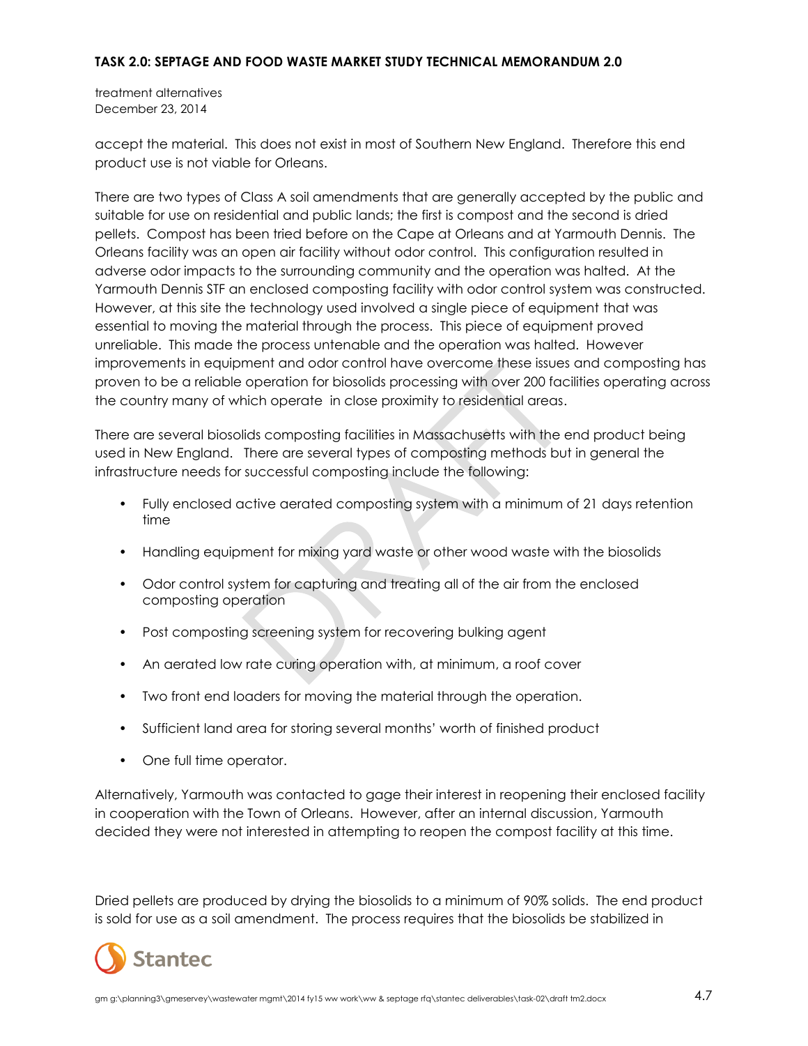accept the material. This does not exist in most of Southern New England. Therefore this end product use is not viable for Orleans.

There are two types of Class A soil amendments that are generally accepted by the public and suitable for use on residential and public lands; the first is compost and the second is dried pellets. Compost has been tried before on the Cape at Orleans and at Yarmouth Dennis. The Orleans facility was an open air facility without odor control. This configuration resulted in adverse odor impacts to the surrounding community and the operation was halted. At the Yarmouth Dennis STF an enclosed composting facility with odor control system was constructed. However, at this site the technology used involved a single piece of equipment that was essential to moving the material through the process. This piece of equipment proved unreliable. This made the process untenable and the operation was halted. However improvements in equipment and odor control have overcome these issues and composting has proven to be a reliable operation for biosolids processing with over 200 facilities operating across the country many of which operate in close proximity to residential areas.

There are several biosolids composting facilities in Massachusetts with the end product being used in New England. There are several types of composting methods but in general the infrastructure needs for successful composting include the following:

- Fully enclosed active aerated composting system with a minimum of 21 days retention time
- Handling equipment for mixing yard waste or other wood waste with the biosolids
- Odor control system for capturing and treating all of the air from the enclosed composting operation
- Post composting screening system for recovering bulking agent
- An aerated low rate curing operation with, at minimum, a roof cover
- Two front end loaders for moving the material through the operation.
- Sufficient land area for storing several months' worth of finished product
- One full time operator.

Alternatively, Yarmouth was contacted to gage their interest in reopening their enclosed facility in cooperation with the Town of Orleans. However, after an internal discussion, Yarmouth decided they were not interested in attempting to reopen the compost facility at this time.

Dried pellets are produced by drying the biosolids to a minimum of 90% solids. The end product is sold for use as a soil amendment. The process requires that the biosolids be stabilized in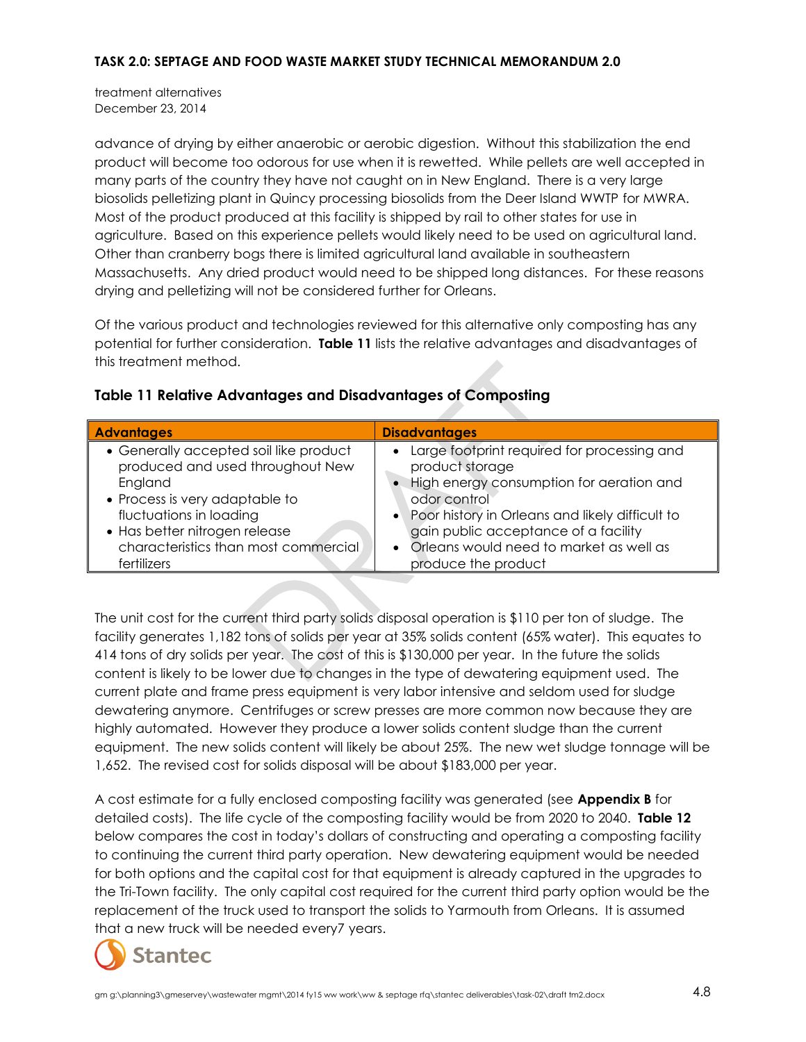advance of drying by either anaerobic or aerobic digestion. Without this stabilization the end product will become too odorous for use when it is rewetted. While pellets are well accepted in many parts of the country they have not caught on in New England. There is a very large biosolids pelletizing plant in Quincy processing biosolids from the Deer Island WWTP for MWRA. Most of the product produced at this facility is shipped by rail to other states for use in agriculture. Based on this experience pellets would likely need to be used on agricultural land. Other than cranberry bogs there is limited agricultural land available in southeastern Massachusetts. Any dried product would need to be shipped long distances. For these reasons drying and pelletizing will not be considered further for Orleans.

Of the various product and technologies reviewed for this alternative only composting has any potential for further consideration. **Table 11** lists the relative advantages and disadvantages of this treatment method.

### Table 11 Relative Advantages and Disadvantages of Composting

| Advantages | Disadvantages |
|---|---|
| • Generally accepted soil like product produced and used throughout New England<br>• Process is very adaptable to fluctuations in loading<br>• Has better nitrogen release characteristics than most commercial fertilizers | • Large footprint required for processing and product storage<br>• High energy consumption for aeration and odor control<br>• Poor history in Orleans and likely difficult to gain public acceptance of a facility<br>• Orleans would need to market as well as produce the product |

The unit cost for the current third party solids disposal operation is $110 per ton of sludge. The facility generates 1,182 tons of solids per year at 35% solids content (65% water). This equates to 414 tons of dry solids per year. The cost of this is $130,000 per year. In the future the solids content is likely to be lower due to changes in the type of dewatering equipment used. The current plate and frame press equipment is very labor intensive and seldom used for sludge dewatering anymore. Centrifuges or screw presses are more common now because they are highly automated. However they produce a lower solids content sludge than the current equipment. The new solids content will likely be about 25%. The new wet sludge tonnage will be 1,652. The revised cost for solids disposal will be about $183,000 per year.

A cost estimate for a fully enclosed composting facility was generated (see **Appendix B** for detailed costs). The life cycle of the composting facility would be from 2020 to 2040. **Table 12** below compares the cost in today's dollars of constructing and operating a composting facility to continuing the current third party operation. New dewatering equipment would be needed for both options and the capital cost for that equipment is already captured in the upgrades to the Tri-Town facility. The only capital cost required for the current third party option would be the replacement of the truck used to transport the solids to Yarmouth from Orleans. It is assumed that a new truck will be needed every7 years.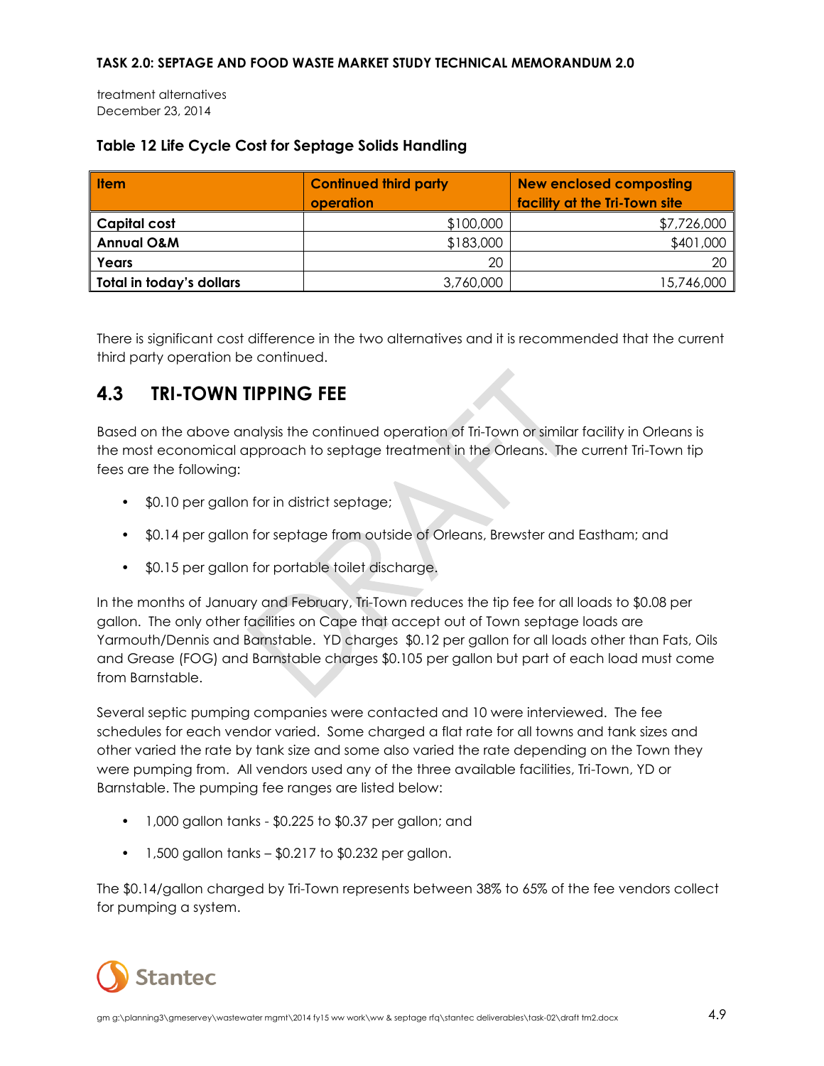treatment alternatives
December 23, 2014

**Table 12 Life Cycle Cost for Septage Solids Handling**

| Item | Continued third party operation | New enclosed composting facility at the Tri-Town site |
|---|---:|---:|
| **Capital cost** | $100,000 | $7,726,000 |
| **Annual O&M** | $183,000 | $401,000 |
| **Years** | 20 | 20 |
| **Total in today's dollars** | 3,760,000 | 15,746,000 |

There is significant cost difference in the two alternatives and it is recommended that the current third party operation be continued.

## 4.3 TRI-TOWN TIPPING FEE

Based on the above analysis the continued operation of Tri-Town or similar facility in Orleans is the most economical approach to septage treatment in the Orleans. The current Tri-Town tip fees are the following:

- $0.10 per gallon for in district septage;
- $0.14 per gallon for septage from outside of Orleans, Brewster and Eastham; and
- $0.15 per gallon for portable toilet discharge.

In the months of January and February, Tri-Town reduces the tip fee for all loads to $0.08 per gallon. The only other facilities on Cape that accept out of Town septage loads are Yarmouth/Dennis and Barnstable. YD charges $0.12 per gallon for all loads other than Fats, Oils and Grease (FOG) and Barnstable charges $0.105 per gallon but part of each load must come from Barnstable.

Several septic pumping companies were contacted and 10 were interviewed. The fee schedules for each vendor varied. Some charged a flat rate for all towns and tank sizes and other varied the rate by tank size and some also varied the rate depending on the Town they were pumping from. All vendors used any of the three available facilities, Tri-Town, YD or Barnstable. The pumping fee ranges are listed below:

- 1,000 gallon tanks - $0.225 to $0.37 per gallon; and
- 1,500 gallon tanks – $0.217 to $0.232 per gallon.

The $0.14/gallon charged by Tri-Town represents between 38% to 65% of the fee vendors collect for pumping a system.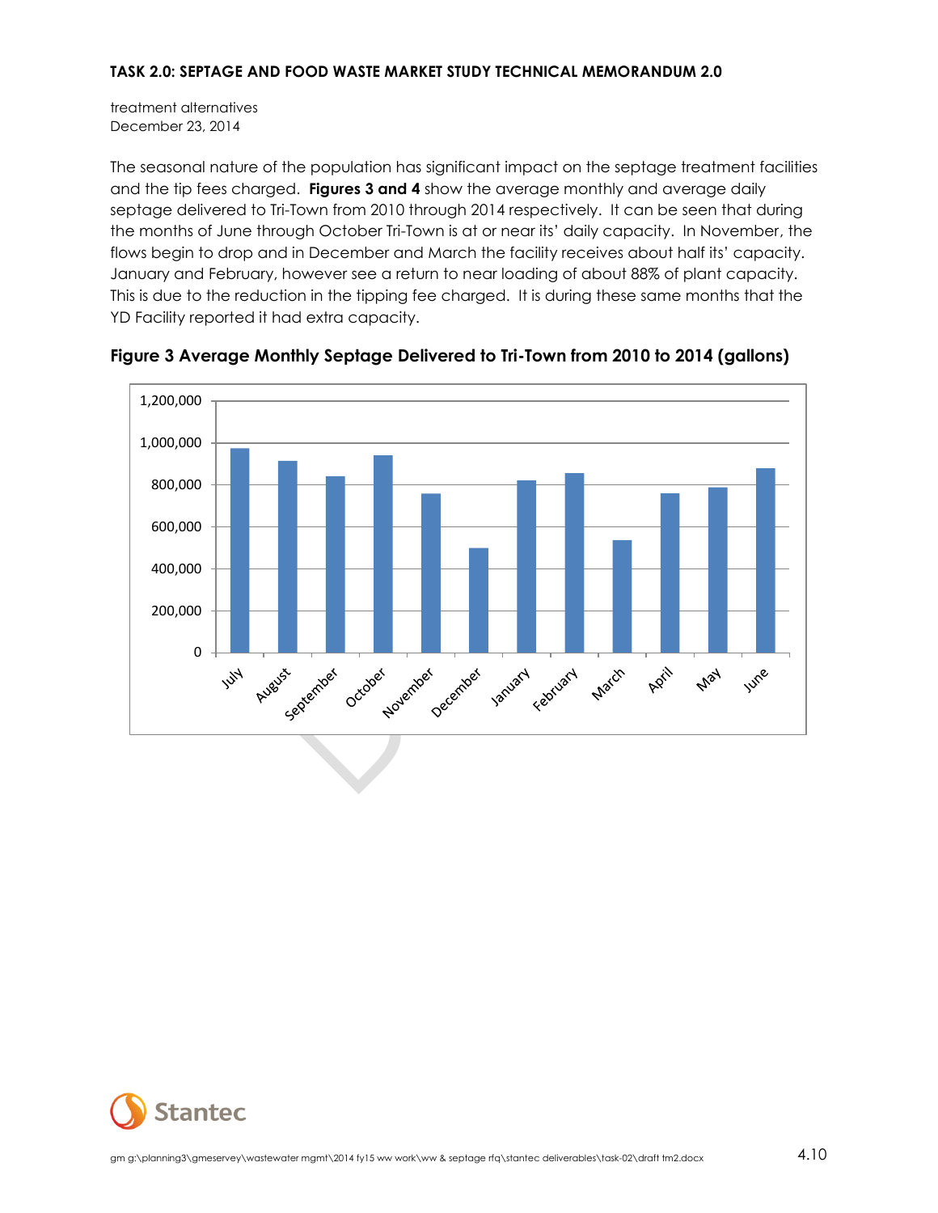treatment alternatives
December 23, 2014

The seasonal nature of the population has significant impact on the septage treatment facilities and the tip fees charged. **Figures 3 and 4** show the average monthly and average daily septage delivered to Tri-Town from 2010 through 2014 respectively. It can be seen that during the months of June through October Tri-Town is at or near its' daily capacity. In November, the flows begin to drop and in December and March the facility receives about half its' capacity. January and February, however see a return to near loading of about 88% of plant capacity. This is due to the reduction in the tipping fee charged. It is during these same months that the YD Facility reported it had extra capacity.

**Figure 3 Average Monthly Septage Delivered to Tri-Town from 2010 to 2014 (gallons)**

| Month | Gallons (approx.) |
|---|---|
| July | 975,000 |
| August | 915,000 |
| September | 840,000 |
| October | 940,000 |
| November | 760,000 |
| December | 500,000 |
| January | 820,000 |
| February | 855,000 |
| March | 535,000 |
| April | 760,000 |
| May | 785,000 |
| June | 880,000 |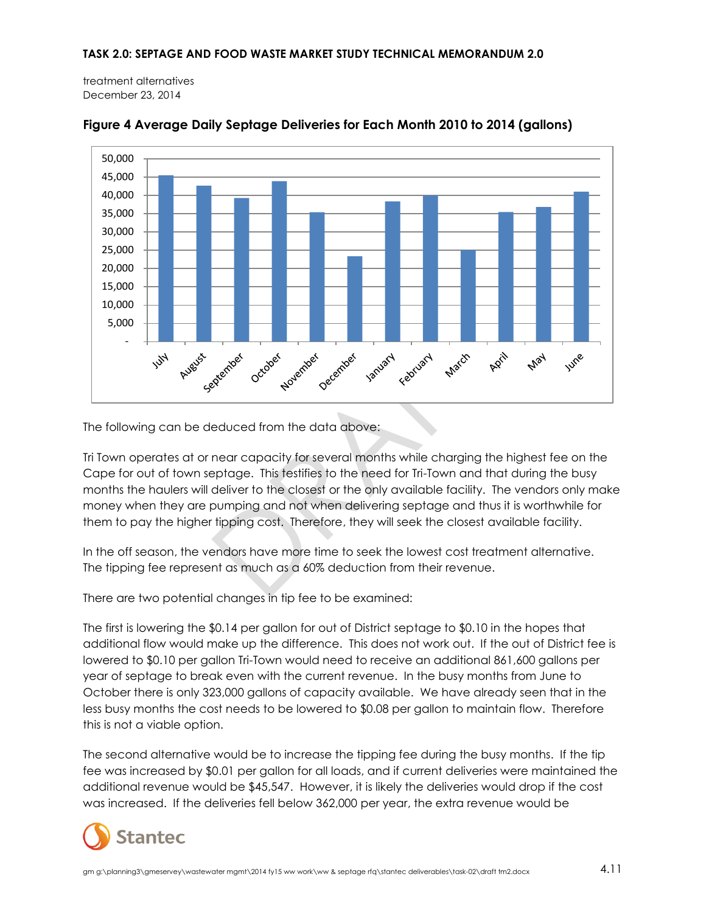treatment alternatives
December 23, 2014

**Figure 4 Average Daily Septage Deliveries for Each Month 2010 to 2014 (gallons)**

The following can be deduced from the data above:

Tri Town operates at or near capacity for several months while charging the highest fee on the Cape for out of town septage. This testifies to the need for Tri-Town and that during the busy months the haulers will deliver to the closest or the only available facility. The vendors only make money when they are pumping and not when delivering septage and thus it is worthwhile for them to pay the higher tipping cost. Therefore, they will seek the closest available facility.

In the off season, the vendors have more time to seek the lowest cost treatment alternative. The tipping fee represent as much as a 60% deduction from their revenue.

There are two potential changes in tip fee to be examined:

The first is lowering the $0.14 per gallon for out of District septage to $0.10 in the hopes that additional flow would make up the difference. This does not work out. If the out of District fee is lowered to $0.10 per gallon Tri-Town would need to receive an additional 861,600 gallons per year of septage to break even with the current revenue. In the busy months from June to October there is only 323,000 gallons of capacity available. We have already seen that in the less busy months the cost needs to be lowered to $0.08 per gallon to maintain flow. Therefore this is not a viable option.

The second alternative would be to increase the tipping fee during the busy months. If the tip fee was increased by $0.01 per gallon for all loads, and if current deliveries were maintained the additional revenue would be $45,547. However, it is likely the deliveries would drop if the cost was increased. If the deliveries fell below 362,000 per year, the extra revenue would be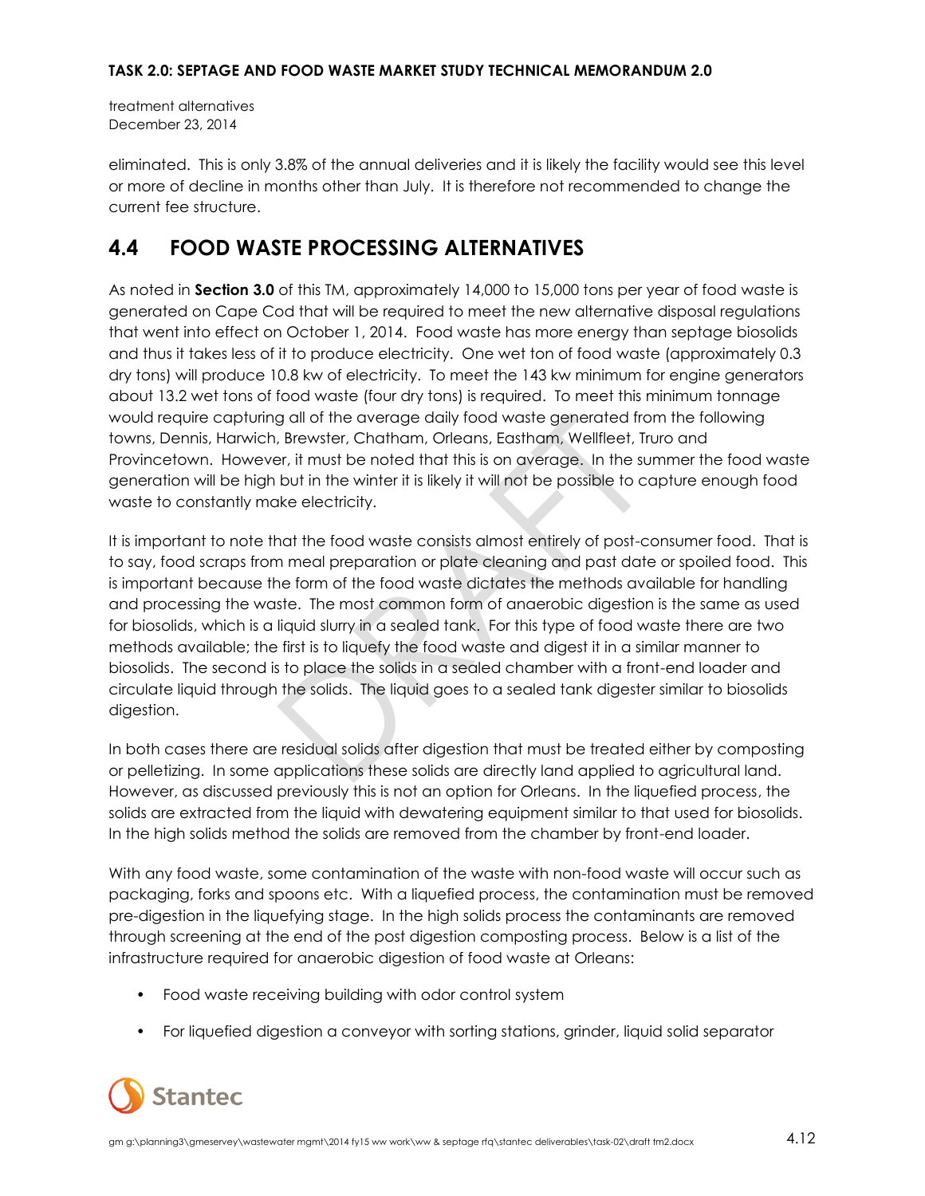eliminated. This is only 3.8% of the annual deliveries and it is likely the facility would see this level or more of decline in months other than July. It is therefore not recommended to change the current fee structure.

## 4.4 FOOD WASTE PROCESSING ALTERNATIVES

As noted in **Section 3.0** of this TM, approximately 14,000 to 15,000 tons per year of food waste is generated on Cape Cod that will be required to meet the new alternative disposal regulations that went into effect on October 1, 2014. Food waste has more energy than septage biosolids and thus it takes less of it to produce electricity. One wet ton of food waste (approximately 0.3 dry tons) will produce 10.8 kw of electricity. To meet the 143 kw minimum for engine generators about 13.2 wet tons of food waste (four dry tons) is required. To meet this minimum tonnage would require capturing all of the average daily food waste generated from the following towns, Dennis, Harwich, Brewster, Chatham, Orleans, Eastham, Wellfleet, Truro and Provincetown. However, it must be noted that this is on average. In the summer the food waste generation will be high but in the winter it is likely it will not be possible to capture enough food waste to constantly make electricity.

It is important to note that the food waste consists almost entirely of post-consumer food. That is to say, food scraps from meal preparation or plate cleaning and past date or spoiled food. This is important because the form of the food waste dictates the methods available for handling and processing the waste. The most common form of anaerobic digestion is the same as used for biosolids, which is a liquid slurry in a sealed tank. For this type of food waste there are two methods available; the first is to liquefy the food waste and digest it in a similar manner to biosolids. The second is to place the solids in a sealed chamber with a front-end loader and circulate liquid through the solids. The liquid goes to a sealed tank digester similar to biosolids digestion.

In both cases there are residual solids after digestion that must be treated either by composting or pelletizing. In some applications these solids are directly land applied to agricultural land. However, as discussed previously this is not an option for Orleans. In the liquefied process, the solids are extracted from the liquid with dewatering equipment similar to that used for biosolids. In the high solids method the solids are removed from the chamber by front-end loader.

With any food waste, some contamination of the waste with non-food waste will occur such as packaging, forks and spoons etc. With a liquefied process, the contamination must be removed pre-digestion in the liquefying stage. In the high solids process the contaminants are removed through screening at the end of the post digestion composting process. Below is a list of the infrastructure required for anaerobic digestion of food waste at Orleans:

- Food waste receiving building with odor control system
- For liquefied digestion a conveyor with sorting stations, grinder, liquid solid separator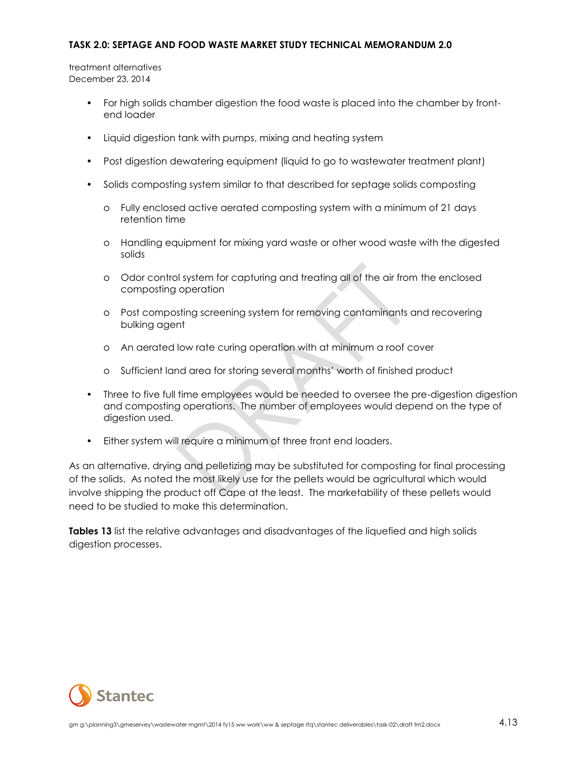- For high solids chamber digestion the food waste is placed into the chamber by front-end loader
- Liquid digestion tank with pumps, mixing and heating system
- Post digestion dewatering equipment (liquid to go to wastewater treatment plant)
- Solids composting system similar to that described for septage solids composting
  - Fully enclosed active aerated composting system with a minimum of 21 days retention time
  - Handling equipment for mixing yard waste or other wood waste with the digested solids
  - Odor control system for capturing and treating all of the air from the enclosed composting operation
  - Post composting screening system for removing contaminants and recovering bulking agent
  - An aerated low rate curing operation with at minimum a roof cover
  - Sufficient land area for storing several months' worth of finished product
- Three to five full time employees would be needed to oversee the pre-digestion digestion and composting operations. The number of employees would depend on the type of digestion used.
- Either system will require a minimum of three front end loaders.

As an alternative, drying and pelletizing may be substituted for composting for final processing of the solids. As noted the most likely use for the pellets would be agricultural which would involve shipping the product off Cape at the least. The marketability of these pellets would need to be studied to make this determination.

**Tables 13** list the relative advantages and disadvantages of the liquefied and high solids digestion processes.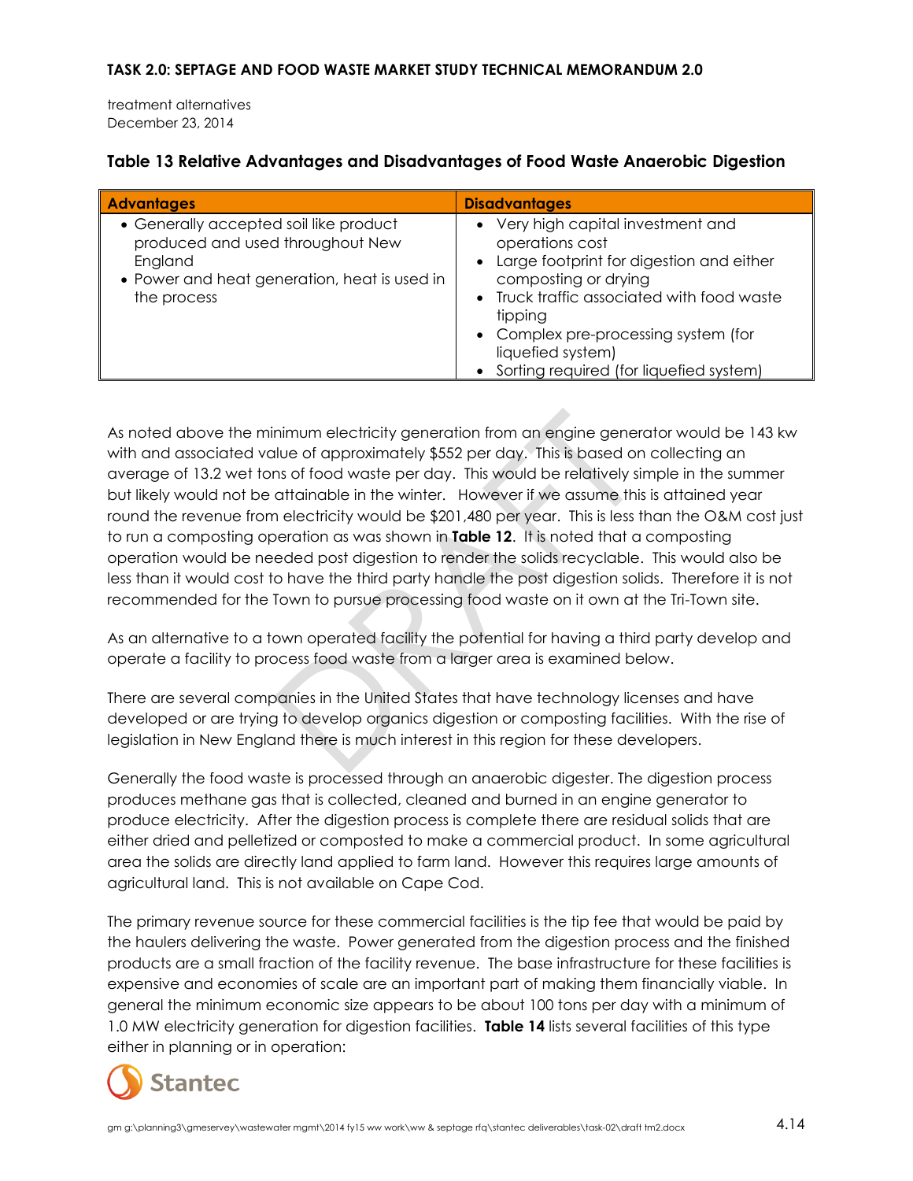**Table 13 Relative Advantages and Disadvantages of Food Waste Anaerobic Digestion**

| Advantages | Disadvantages |
|---|---|
| • Generally accepted soil like product produced and used throughout New England<br>• Power and heat generation, heat is used in the process | • Very high capital investment and operations cost<br>• Large footprint for digestion and either composting or drying<br>• Truck traffic associated with food waste tipping<br>• Complex pre-processing system (for liquefied system)<br>• Sorting required (for liquefied system) |

As noted above the minimum electricity generation from an engine generator would be 143 kw with and associated value of approximately $552 per day. This is based on collecting an average of 13.2 wet tons of food waste per day. This would be relatively simple in the summer but likely would not be attainable in the winter. However if we assume this is attained year round the revenue from electricity would be $201,480 per year. This is less than the O&M cost just to run a composting operation as was shown in **Table 12**. It is noted that a composting operation would be needed post digestion to render the solids recyclable. This would also be less than it would cost to have the third party handle the post digestion solids. Therefore it is not recommended for the Town to pursue processing food waste on it own at the Tri-Town site.

As an alternative to a town operated facility the potential for having a third party develop and operate a facility to process food waste from a larger area is examined below.

There are several companies in the United States that have technology licenses and have developed or are trying to develop organics digestion or composting facilities. With the rise of legislation in New England there is much interest in this region for these developers.

Generally the food waste is processed through an anaerobic digester. The digestion process produces methane gas that is collected, cleaned and burned in an engine generator to produce electricity. After the digestion process is complete there are residual solids that are either dried and pelletized or composted to make a commercial product. In some agricultural area the solids are directly land applied to farm land. However this requires large amounts of agricultural land. This is not available on Cape Cod.

The primary revenue source for these commercial facilities is the tip fee that would be paid by the haulers delivering the waste. Power generated from the digestion process and the finished products are a small fraction of the facility revenue. The base infrastructure for these facilities is expensive and economies of scale are an important part of making them financially viable. In general the minimum economic size appears to be about 100 tons per day with a minimum of 1.0 MW electricity generation for digestion facilities. **Table 14** lists several facilities of this type either in planning or in operation: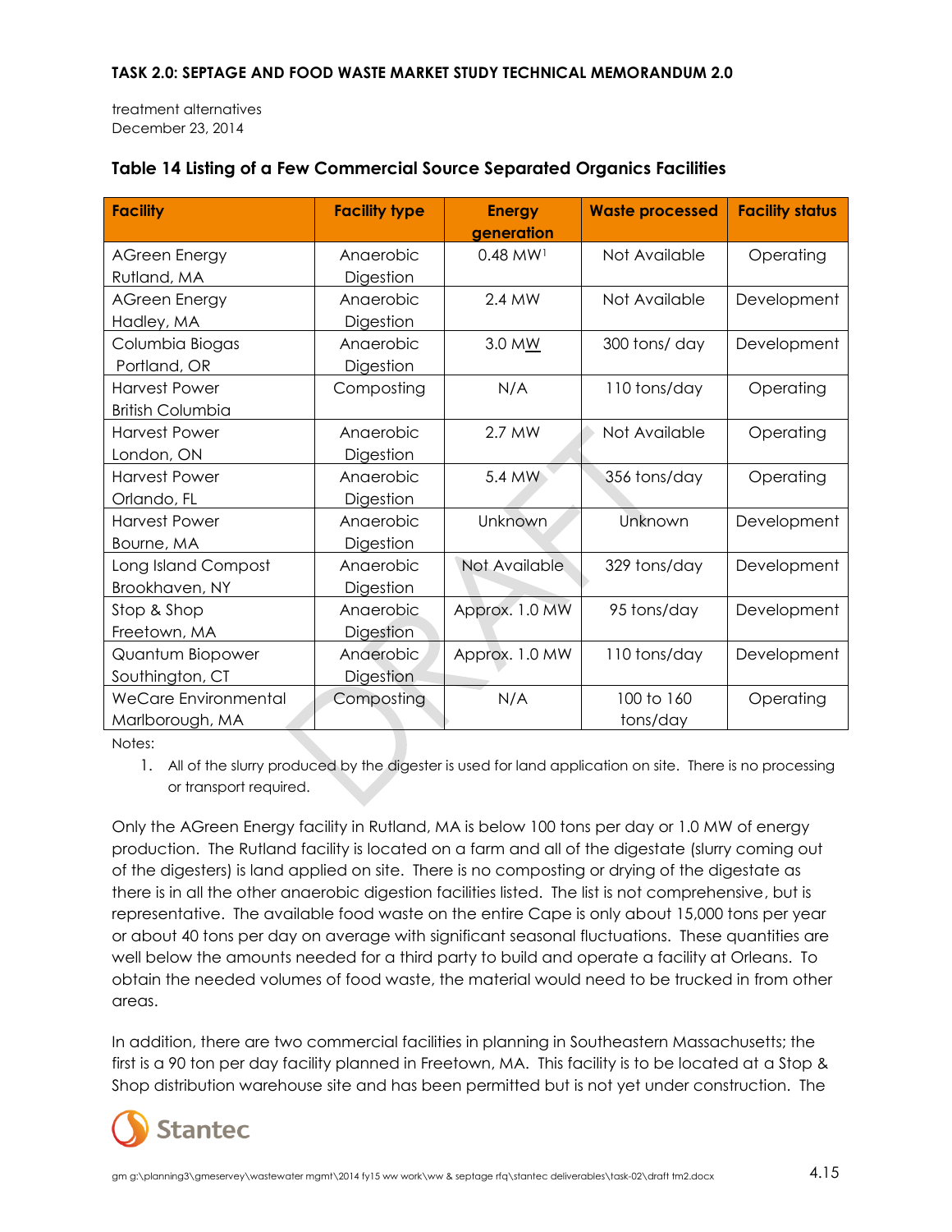treatment alternatives
December 23, 2014

**Table 14 Listing of a Few Commercial Source Separated Organics Facilities**

| Facility | Facility type | Energy generation | Waste processed | Facility status |
|---|---|---|---|---|
| AGreen Energy Rutland, MA | Anaerobic Digestion | 0.48 MW[1] | Not Available | Operating |
| AGreen Energy Hadley, MA | Anaerobic Digestion | 2.4 MW | Not Available | Development |
| Columbia Biogas Portland, OR | Anaerobic Digestion | 3.0 MW | 300 tons/ day | Development |
| Harvest Power British Columbia | Composting | N/A | 110 tons/day | Operating |
| Harvest Power London, ON | Anaerobic Digestion | 2.7 MW | Not Available | Operating |
| Harvest Power Orlando, FL | Anaerobic Digestion | 5.4 MW | 356 tons/day | Operating |
| Harvest Power Bourne, MA | Anaerobic Digestion | Unknown | Unknown | Development |
| Long Island Compost Brookhaven, NY | Anaerobic Digestion | Not Available | 329 tons/day | Development |
| Stop & Shop Freetown, MA | Anaerobic Digestion | Approx. 1.0 MW | 95 tons/day | Development |
| Quantum Biopower Southington, CT | Anaerobic Digestion | Approx. 1.0 MW | 110 tons/day | Development |
| WeCare Environmental Marlborough, MA | Composting | N/A | 100 to 160 tons/day | Operating |

Notes:

1. All of the slurry produced by the digester is used for land application on site. There is no processing or transport required.

Only the AGreen Energy facility in Rutland, MA is below 100 tons per day or 1.0 MW of energy production. The Rutland facility is located on a farm and all of the digestate (slurry coming out of the digesters) is land applied on site. There is no composting or drying of the digestate as there is in all the other anaerobic digestion facilities listed. The list is not comprehensive, but is representative. The available food waste on the entire Cape is only about 15,000 tons per year or about 40 tons per day on average with significant seasonal fluctuations. These quantities are well below the amounts needed for a third party to build and operate a facility at Orleans. To obtain the needed volumes of food waste, the material would need to be trucked in from other areas.

In addition, there are two commercial facilities in planning in Southeastern Massachusetts; the first is a 90 ton per day facility planned in Freetown, MA. This facility is to be located at a Stop & Shop distribution warehouse site and has been permitted but is not yet under construction. The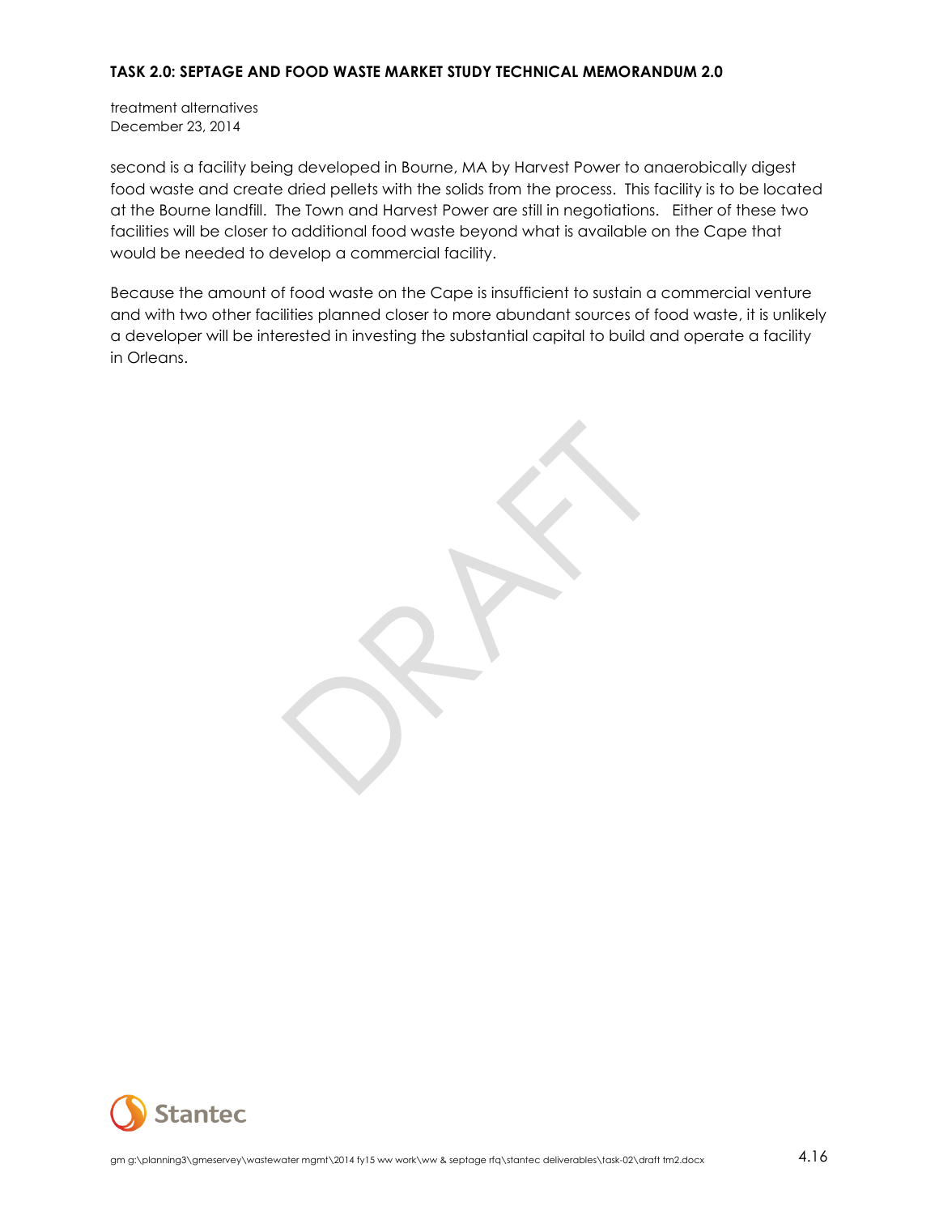second is a facility being developed in Bourne, MA by Harvest Power to anaerobically digest food waste and create dried pellets with the solids from the process. This facility is to be located at the Bourne landfill. The Town and Harvest Power are still in negotiations. Either of these two facilities will be closer to additional food waste beyond what is available on the Cape that would be needed to develop a commercial facility.

Because the amount of food waste on the Cape is insufficient to sustain a commercial venture and with two other facilities planned closer to more abundant sources of food waste, it is unlikely a developer will be interested in investing the substantial capital to build and operate a facility in Orleans.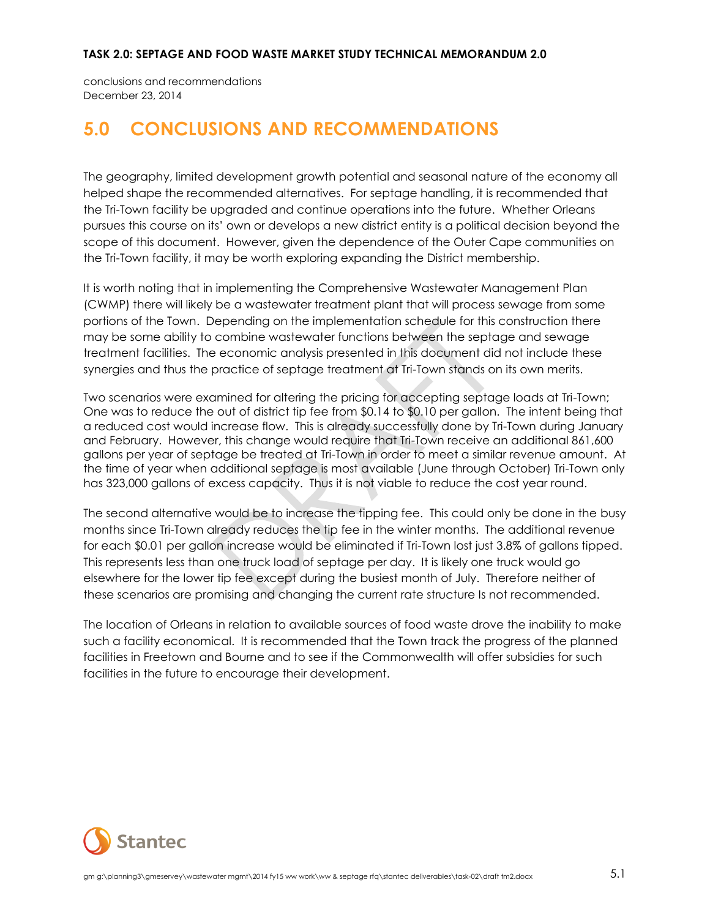# 5.0 CONCLUSIONS AND RECOMMENDATIONS

The geography, limited development growth potential and seasonal nature of the economy all helped shape the recommended alternatives. For septage handling, it is recommended that the Tri-Town facility be upgraded and continue operations into the future. Whether Orleans pursues this course on its' own or develops a new district entity is a political decision beyond the scope of this document. However, given the dependence of the Outer Cape communities on the Tri-Town facility, it may be worth exploring expanding the District membership.

It is worth noting that in implementing the Comprehensive Wastewater Management Plan (CWMP) there will likely be a wastewater treatment plant that will process sewage from some portions of the Town. Depending on the implementation schedule for this construction there may be some ability to combine wastewater functions between the septage and sewage treatment facilities. The economic analysis presented in this document did not include these synergies and thus the practice of septage treatment at Tri-Town stands on its own merits.

Two scenarios were examined for altering the pricing for accepting septage loads at Tri-Town; One was to reduce the out of district tip fee from \$0.14 to \$0.10 per gallon. The intent being that a reduced cost would increase flow. This is already successfully done by Tri-Town during January and February. However, this change would require that Tri-Town receive an additional 861,600 gallons per year of septage be treated at Tri-Town in order to meet a similar revenue amount. At the time of year when additional septage is most available (June through October) Tri-Town only has 323,000 gallons of excess capacity. Thus it is not viable to reduce the cost year round.

The second alternative would be to increase the tipping fee. This could only be done in the busy months since Tri-Town already reduces the tip fee in the winter months. The additional revenue for each \$0.01 per gallon increase would be eliminated if Tri-Town lost just 3.8% of gallons tipped. This represents less than one truck load of septage per day. It is likely one truck would go elsewhere for the lower tip fee except during the busiest month of July. Therefore neither of these scenarios are promising and changing the current rate structure Is not recommended.

The location of Orleans in relation to available sources of food waste drove the inability to make such a facility economical. It is recommended that the Town track the progress of the planned facilities in Freetown and Bourne and to see if the Commonwealth will offer subsidies for such facilities in the future to encourage their development.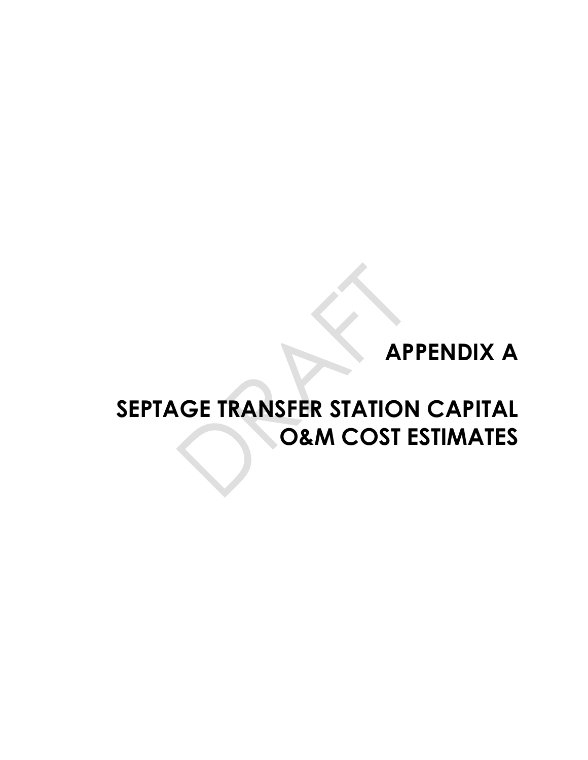# APPENDIX A

## SEPTAGE TRANSFER STATION CAPITAL O&M COST ESTIMATES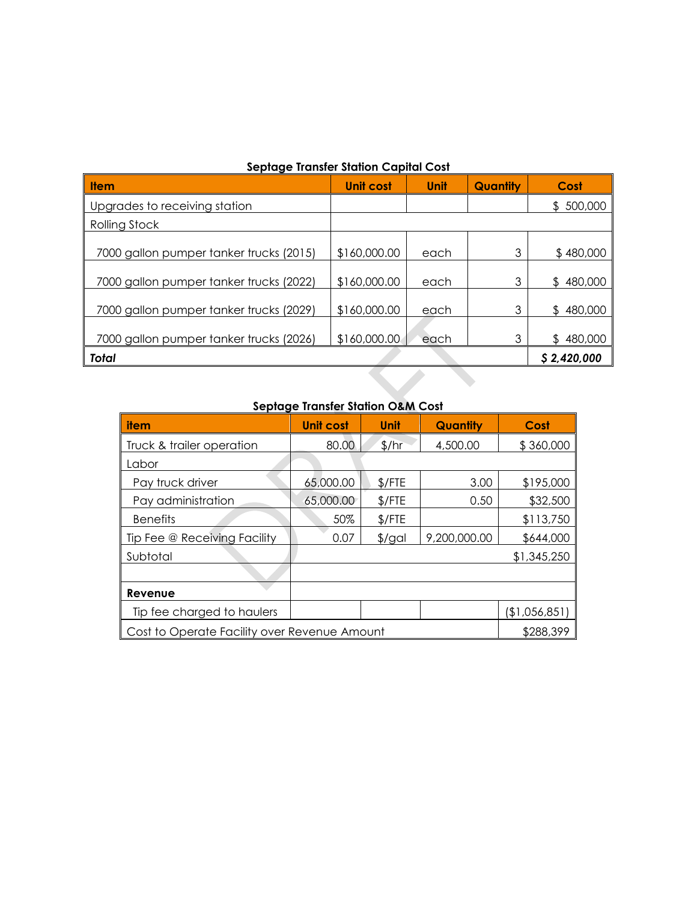**Septage Transfer Station Capital Cost**

| Item | Unit cost | Unit | Quantity | Cost |
|---|---|---|---|---|
| Upgrades to receiving station | | | | $ 500,000 |
| Rolling Stock | | | | |
| 7000 gallon pumper tanker trucks (2015) | $160,000.00 | each | 3 | $ 480,000 |
| 7000 gallon pumper tanker trucks (2022) | $160,000.00 | each | 3 | $ 480,000 |
| 7000 gallon pumper tanker trucks (2029) | $160,000.00 | each | 3 | $ 480,000 |
| 7000 gallon pumper tanker trucks (2026) | $160,000.00 | each | 3 | $ 480,000 |
| ***Total*** | | | | ***$ 2,420,000*** |

**Septage Transfer Station O&M Cost**

| item | Unit cost | Unit | Quantity | Cost |
|---|---|---|---|---|
| Truck & trailer operation | 80.00 | $/hr | 4,500.00 | $ 360,000 |
| Labor | | | | |
| Pay truck driver | 65,000.00 | $/FTE | 3.00 | $195,000 |
| Pay administration | 65,000.00 | $/FTE | 0.50 | $32,500 |
| Benefits | 50% | $/FTE | | $113,750 |
| Tip Fee @ Receiving Facility | 0.07 | $/gal | 9,200,000.00 | $644,000 |
| Subtotal | | | | $1,345,250 |
| | | | | |
| **Revenue** | | | | |
| Tip fee charged to haulers | | | | ($1,056,851) |
| Cost to Operate Facility over Revenue Amount | | | | $288,399 |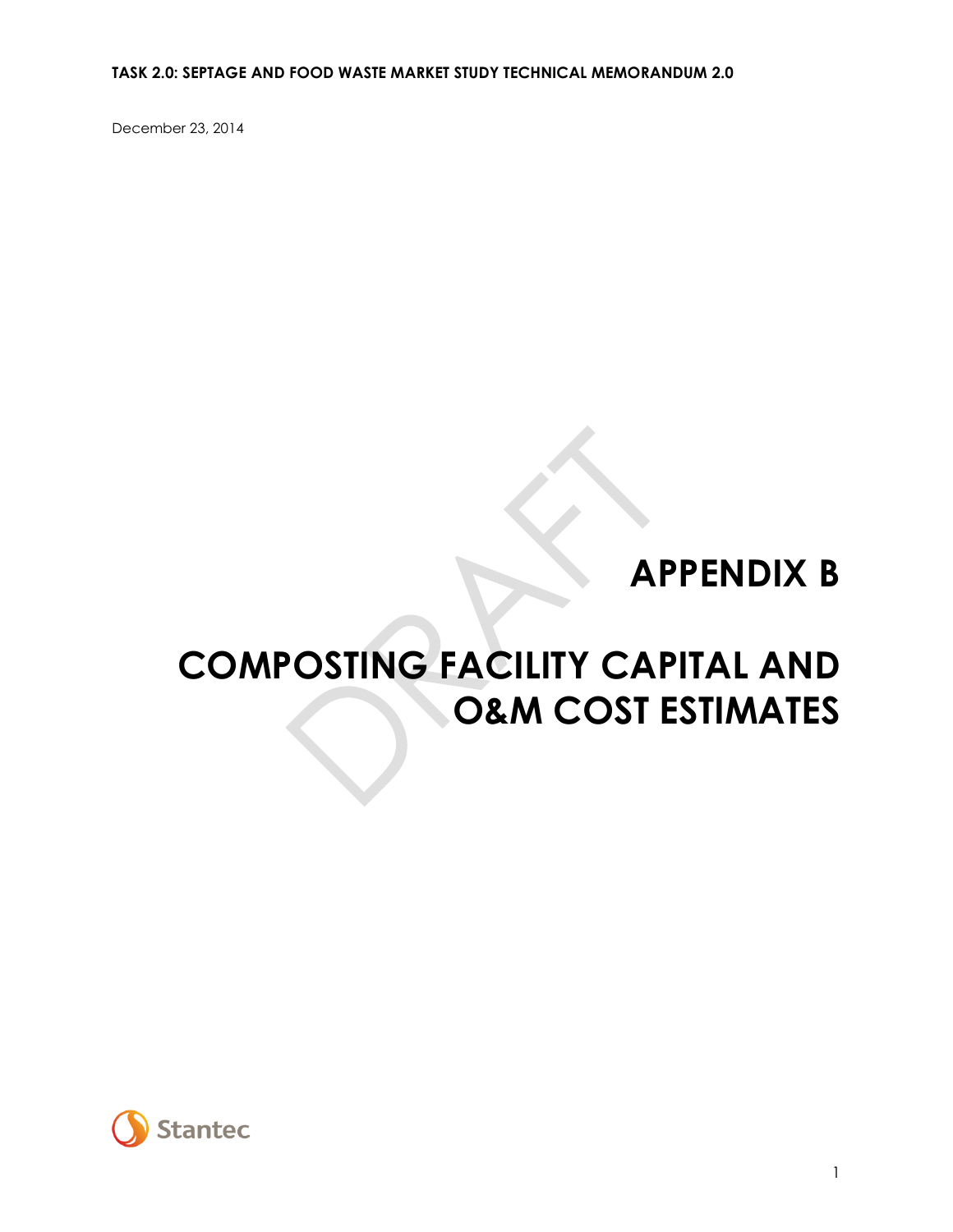# APPENDIX B

# COMPOSTING FACILITY CAPITAL AND O&M COST ESTIMATES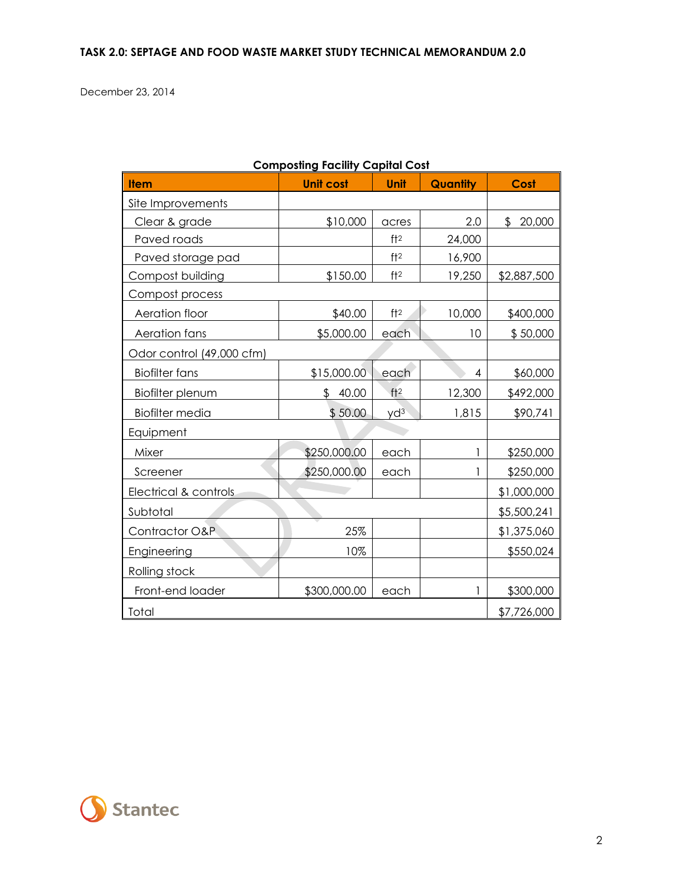**TASK 2.0: SEPTAGE AND FOOD WASTE MARKET STUDY TECHNICAL MEMORANDUM 2.0**

December 23, 2014

**Composting Facility Capital Cost**

| Item | Unit cost | Unit | Quantity | Cost |
|---|---|---|---|---|
| Site Improvements | | | | |
| Clear & grade | $10,000 | acres | 2.0 | $ 20,000 |
| Paved roads | | $ft^2$ | 24,000 | |
| Paved storage pad | | $ft^2$ | 16,900 | |
| Compost building | $150.00 | $ft^2$ | 19,250 | $2,887,500 |
| Compost process | | | | |
| Aeration floor | $40.00 | $ft^2$ | 10,000 | $400,000 |
| Aeration fans | $5,000.00 | each | 10 | $ 50,000 |
| Odor control (49,000 cfm) | | | | |
| Biofilter fans | $15,000.00 | each | 4 | $60,000 |
| Biofilter plenum | $ 40.00 | $ft^2$ | 12,300 | $492,000 |
| Biofilter media | $ 50.00 | $yd^3$ | 1,815 | $90,741 |
| Equipment | | | | |
| Mixer | $250,000.00 | each | 1 | $250,000 |
| Screener | $250,000.00 | each | 1 | $250,000 |
| Electrical & controls | | | | $1,000,000 |
| Subtotal | | | | $5,500,241 |
| Contractor O&P | 25% | | | $1,375,060 |
| Engineering | 10% | | | $550,024 |
| Rolling stock | | | | |
| Front-end loader | $300,000.00 | each | 1 | $300,000 |
| Total | | | | $7,726,000 |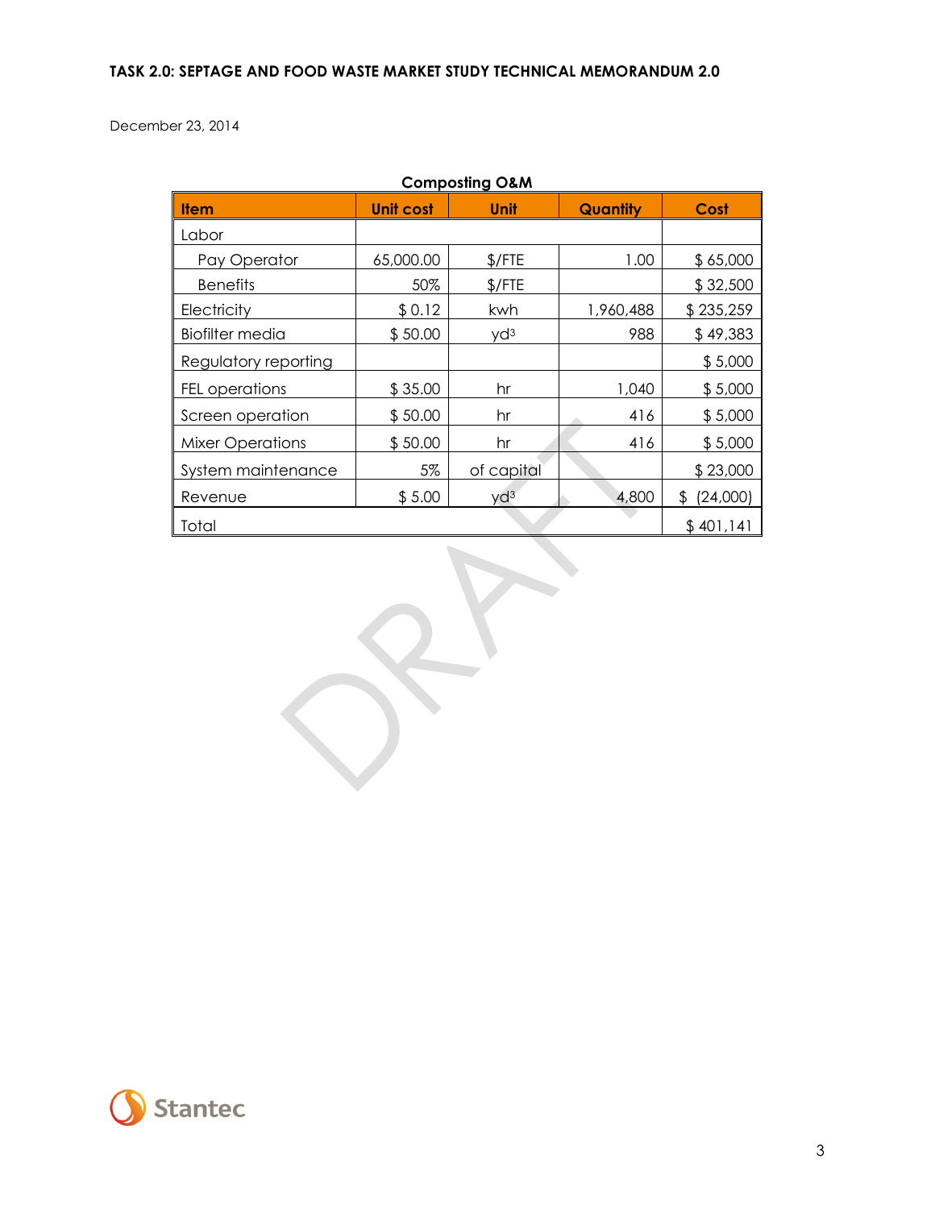**Composting O&M**

| Item | Unit cost | Unit | Quantity | Cost |
|---|---|---|---|---|
| Labor | | | | |
| Pay Operator | 65,000.00 | $/FTE | 1.00 | $ 65,000 |
| Benefits | 50% | $/FTE | | $ 32,500 |
| Electricity | $ 0.12 | kwh | 1,960,488 | $ 235,259 |
| Biofilter media | $ 50.00 | $yd^3$ | 988 | $ 49,383 |
| Regulatory reporting | | | | $ 5,000 |
| FEL operations | $ 35.00 | hr | 1,040 | $ 5,000 |
| Screen operation | $ 50.00 | hr | 416 | $ 5,000 |
| Mixer Operations | $ 50.00 | hr | 416 | $ 5,000 |
| System maintenance | 5% | of capital | | $ 23,000 |
| Revenue | $ 5.00 | $yd^3$ | 4,800 | $ (24,000) |
| Total | | | | $ 401,141 |